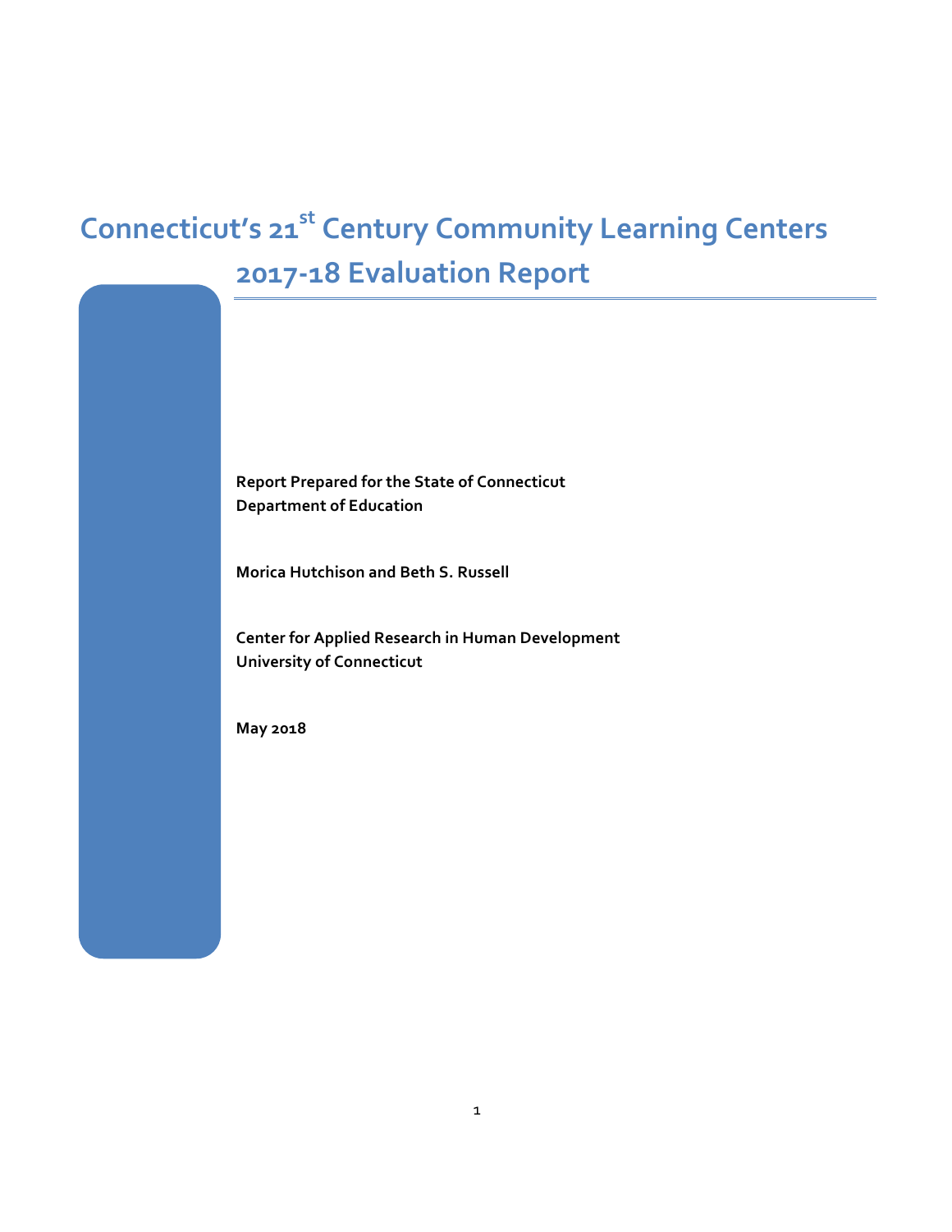# Connecticut's 21st Century Community Learning Centers 2017-18 Evaluation Report

**Report Prepared for the State of Connecticut Department of Education**

**Morica Hutchison and Beth S. Russell**

**Center for Applied Research in Human Development University of Connecticut**

**May 2018**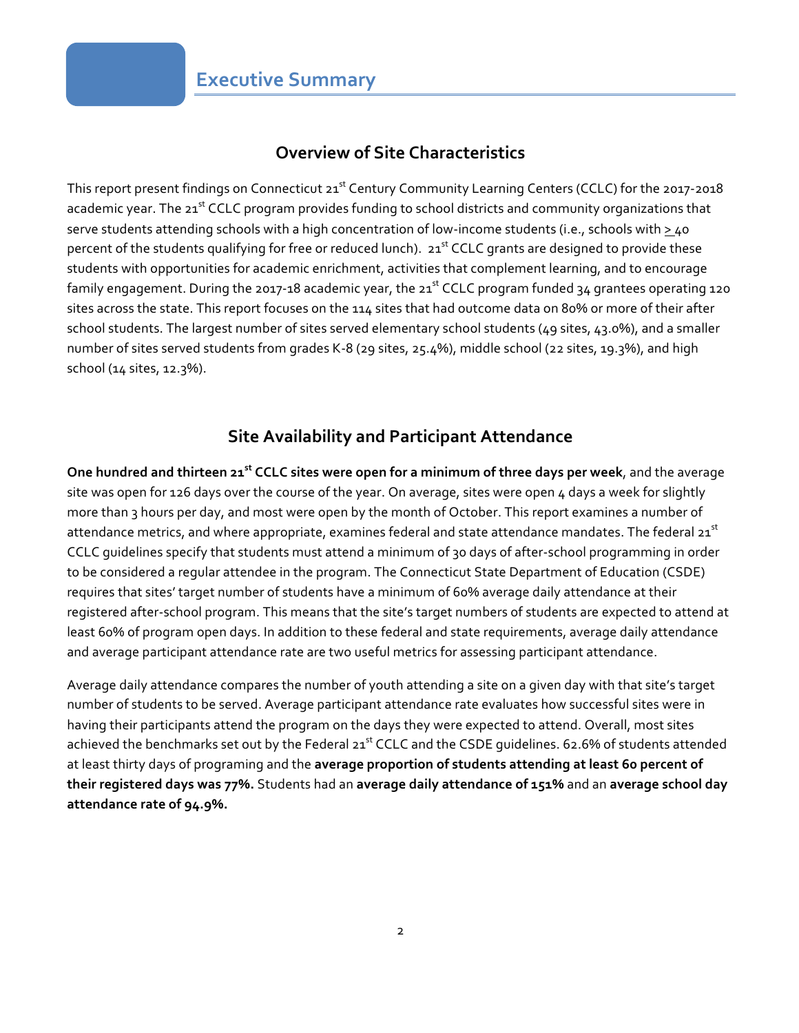# Executive Summary

## Overview of Site Characteristics

This report present findings on Connecticut 21st Century Community Learning Centers (CCLC) for the 2017-2018 academic year. The 21st CCLC program provides funding to school districts and community organizations that serve students attending schools with a high concentration of low-income students (i.e., schools with ≥ 40 percent of the students qualifying for free or reduced lunch). 21st CCLC grants are designed to provide these students with opportunities for academic enrichment, activities that complement learning, and to encourage family engagement. During the 2017-18 academic year, the 21st CCLC program funded 34 grantees operating 120 sites across the state. This report focuses on the 114 sites that had outcome data on 80% or more of their after school students. The largest number of sites served elementary school students (49 sites, 43.0%), and a smaller number of sites served students from grades K-8 (29 sites, 25.4%), middle school (22 sites, 19.3%), and high school (14 sites, 12.3%).

## Site Availability and Participant Attendance

**One hundred and thirteen 21st CCLC sites were open for a minimum of three days per week**, and the average site was open for 126 days over the course of the year. On average, sites were open 4 days a week for slightly more than 3 hours per day, and most were open by the month of October. This report examines a number of attendance metrics, and where appropriate, examines federal and state attendance mandates. The federal 21st CCLC guidelines specify that students must attend a minimum of 30 days of after-school programming in order to be considered a regular attendee in the program. The Connecticut State Department of Education (CSDE) requires that sites' target number of students have a minimum of 60% average daily attendance at their registered after-school program. This means that the site's target numbers of students are expected to attend at least 60% of program open days. In addition to these federal and state requirements, average daily attendance and average participant attendance rate are two useful metrics for assessing participant attendance.

Average daily attendance compares the number of youth attending a site on a given day with that site's target number of students to be served. Average participant attendance rate evaluates how successful sites were in having their participants attend the program on the days they were expected to attend. Overall, most sites achieved the benchmarks set out by the Federal 21st CCLC and the CSDE guidelines. 62.6% of students attended at least thirty days of programing and the **average proportion of students attending at least 60 percent of their registered days was 77%.** Students had an **average daily attendance of 151%** and an **average school day attendance rate of 94.9%.**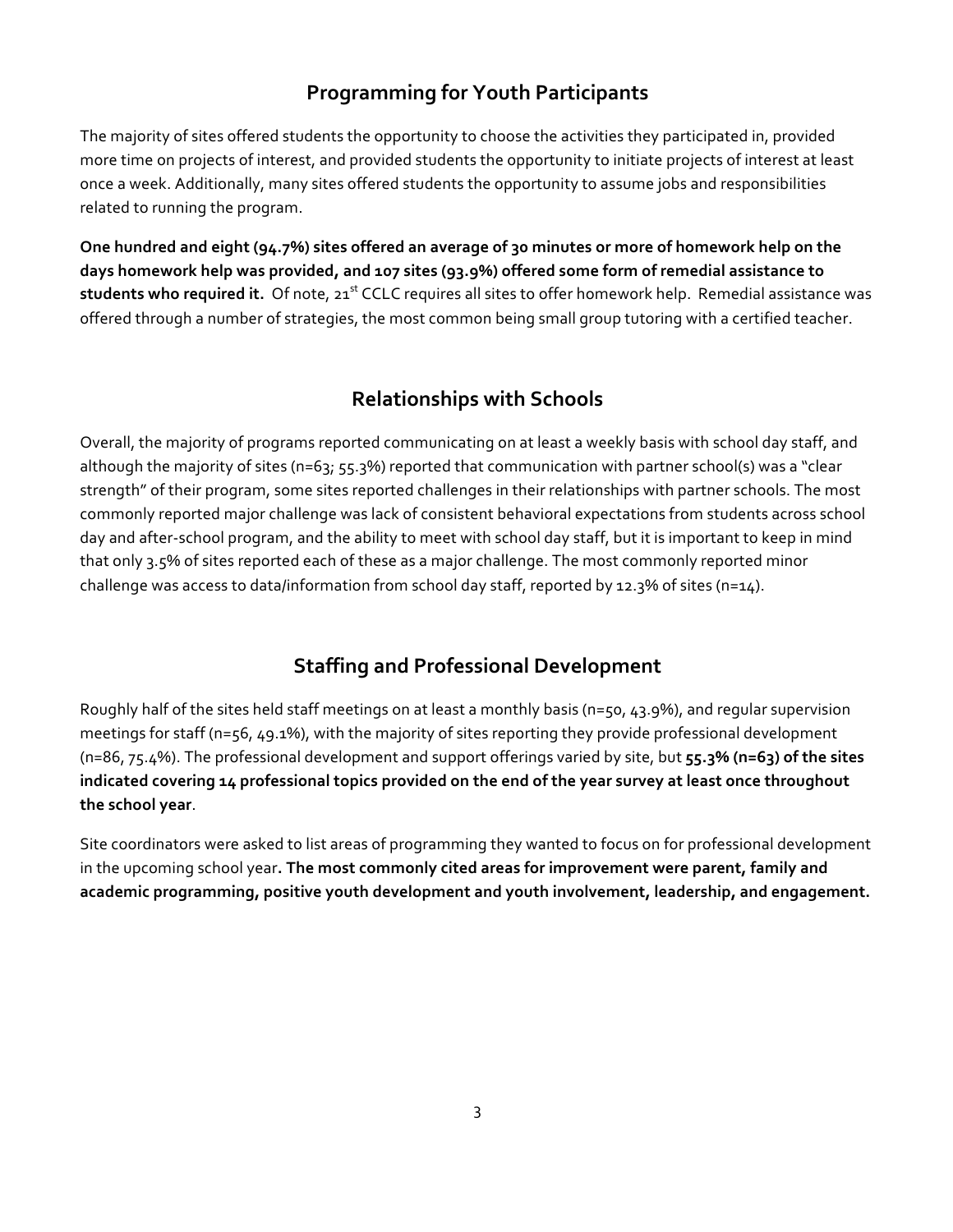## Programming for Youth Participants

The majority of sites offered students the opportunity to choose the activities they participated in, provided more time on projects of interest, and provided students the opportunity to initiate projects of interest at least once a week. Additionally, many sites offered students the opportunity to assume jobs and responsibilities related to running the program.

**One hundred and eight (94.7%) sites offered an average of 30 minutes or more of homework help on the days homework help was provided, and 107 sites (93.9%) offered some form of remedial assistance to students who required it.** Of note, 21st CCLC requires all sites to offer homework help. Remedial assistance was offered through a number of strategies, the most common being small group tutoring with a certified teacher.

## Relationships with Schools

Overall, the majority of programs reported communicating on at least a weekly basis with school day staff, and although the majority of sites (n=63; 55.3%) reported that communication with partner school(s) was a "clear strength" of their program, some sites reported challenges in their relationships with partner schools. The most commonly reported major challenge was lack of consistent behavioral expectations from students across school day and after-school program, and the ability to meet with school day staff, but it is important to keep in mind that only 3.5% of sites reported each of these as a major challenge. The most commonly reported minor challenge was access to data/information from school day staff, reported by 12.3% of sites (n=14).

## Staffing and Professional Development

Roughly half of the sites held staff meetings on at least a monthly basis (n=50, 43.9%), and regular supervision meetings for staff (n=56, 49.1%), with the majority of sites reporting they provide professional development (n=86, 75.4%). The professional development and support offerings varied by site, but **55.3% (n=63) of the sites indicated covering 14 professional topics provided on the end of the year survey at least once throughout the school year**.

Site coordinators were asked to list areas of programming they wanted to focus on for professional development in the upcoming school year**. The most commonly cited areas for improvement were parent, family and academic programming, positive youth development and youth involvement, leadership, and engagement.**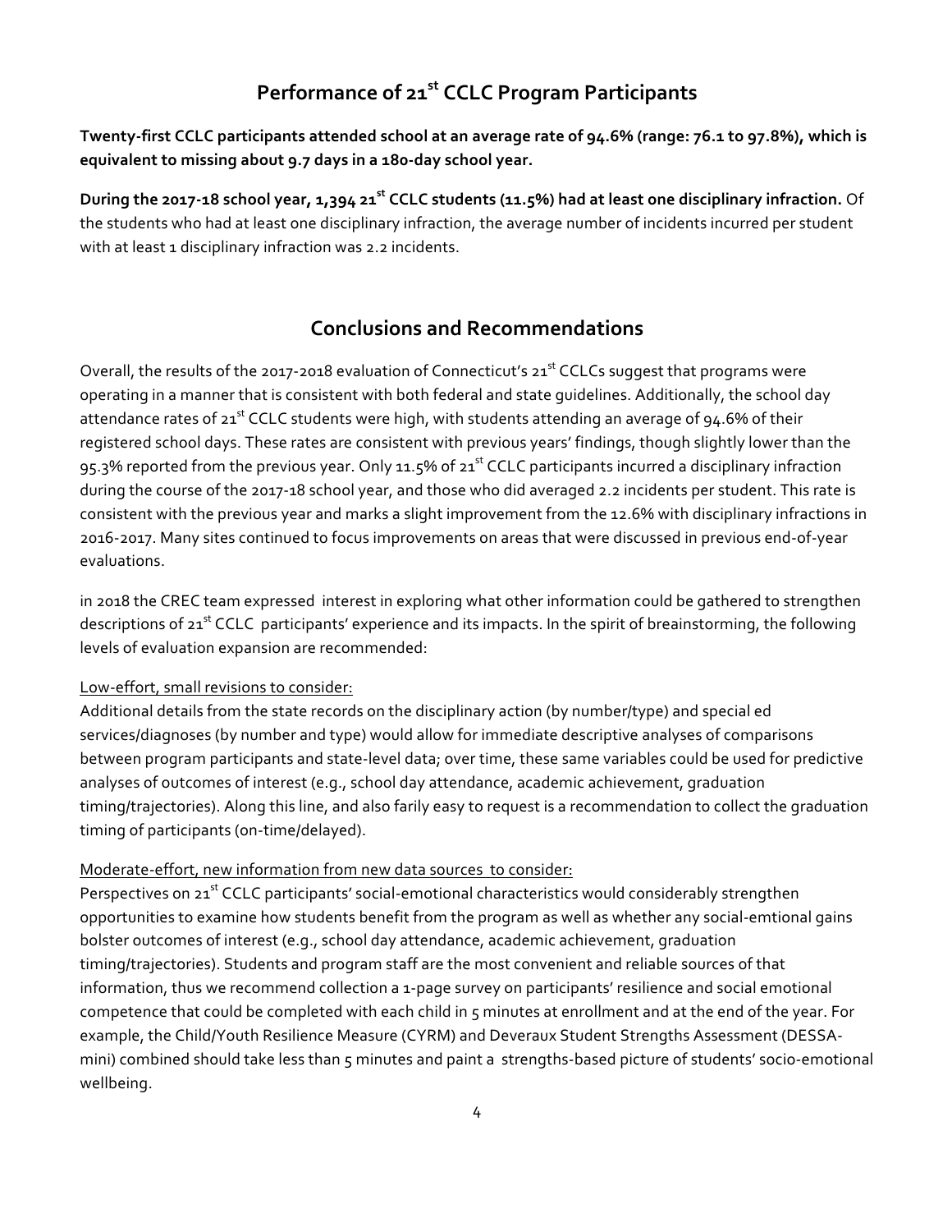## Performance of 21st CCLC Program Participants

**Twenty-first CCLC participants attended school at an average rate of 94.6% (range: 76.1 to 97.8%), which is equivalent to missing about 9.7 days in a 180-day school year.**

**During the 2017-18 school year, 1,394 21st CCLC students (11.5%) had at least one disciplinary infraction.** Of the students who had at least one disciplinary infraction, the average number of incidents incurred per student with at least 1 disciplinary infraction was 2.2 incidents.

## Conclusions and Recommendations

Overall, the results of the 2017-2018 evaluation of Connecticut's 21st CCLCs suggest that programs were operating in a manner that is consistent with both federal and state guidelines. Additionally, the school day attendance rates of 21st CCLC students were high, with students attending an average of 94.6% of their registered school days. These rates are consistent with previous years' findings, though slightly lower than the 95.3% reported from the previous year. Only 11.5% of 21st CCLC participants incurred a disciplinary infraction during the course of the 2017-18 school year, and those who did averaged 2.2 incidents per student. This rate is consistent with the previous year and marks a slight improvement from the 12.6% with disciplinary infractions in 2016-2017. Many sites continued to focus improvements on areas that were discussed in previous end-of-year evaluations.

in 2018 the CREC team expressed interest in exploring what other information could be gathered to strengthen descriptions of 21st CCLC participants' experience and its impacts. In the spirit of breainstorming, the following levels of evaluation expansion are recommended:

Low-effort, small revisions to consider:

Additional details from the state records on the disciplinary action (by number/type) and special ed services/diagnoses (by number and type) would allow for immediate descriptive analyses of comparisons between program participants and state-level data; over time, these same variables could be used for predictive analyses of outcomes of interest (e.g., school day attendance, academic achievement, graduation timing/trajectories). Along this line, and also farily easy to request is a recommendation to collect the graduation timing of participants (on-time/delayed).

Moderate-effort, new information from new data sources to consider:

Perspectives on 21st CCLC participants' social-emotional characteristics would considerably strengthen opportunities to examine how students benefit from the program as well as whether any social-emtional gains bolster outcomes of interest (e.g., school day attendance, academic achievement, graduation timing/trajectories). Students and program staff are the most convenient and reliable sources of that information, thus we recommend collection a 1-page survey on participants' resilience and social emotional competence that could be completed with each child in 5 minutes at enrollment and at the end of the year. For example, the Child/Youth Resilience Measure (CYRM) and Deveraux Student Strengths Assessment (DESSA-mini) combined should take less than 5 minutes and paint a strengths-based picture of students' socio-emotional wellbeing.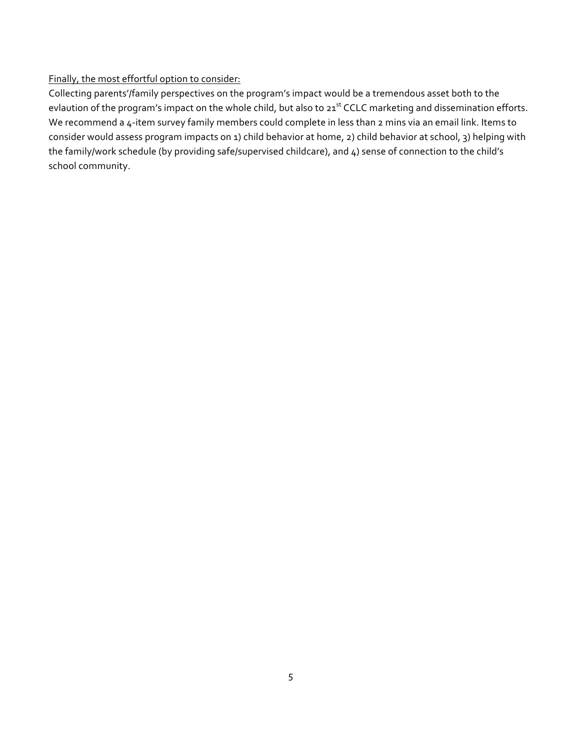Finally, the most effortful option to consider:

Collecting parents'/family perspectives on the program's impact would be a tremendous asset both to the evlaution of the program's impact on the whole child, but also to 21st CCLC marketing and dissemination efforts. We recommend a 4-item survey family members could complete in less than 2 mins via an email link. Items to consider would assess program impacts on 1) child behavior at home, 2) child behavior at school, 3) helping with the family/work schedule (by providing safe/supervised childcare), and 4) sense of connection to the child's school community.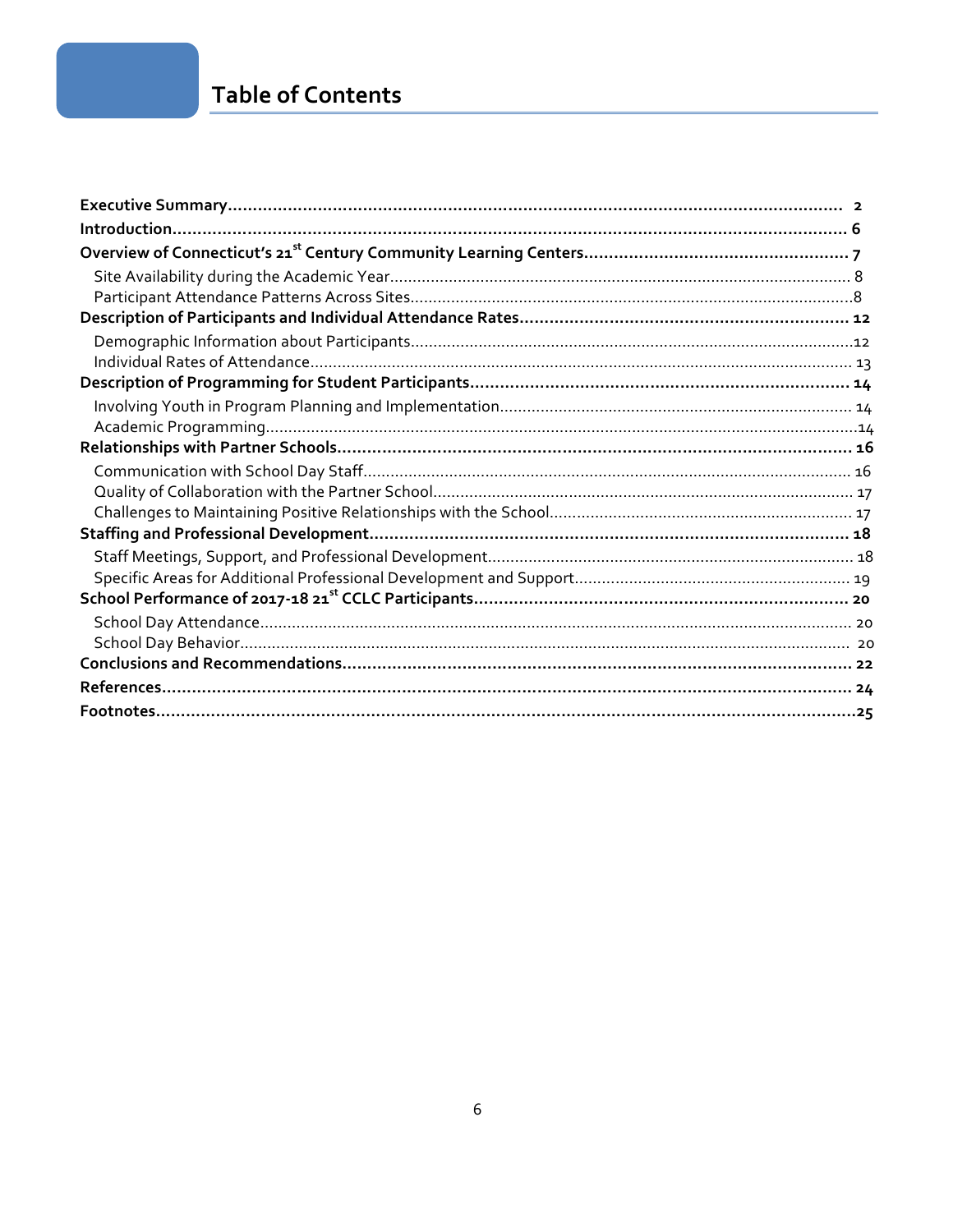# Table of Contents

**Executive Summary** ........................................ 2
**Introduction** ........................................ 6
**Overview of Connecticut's 21st Century Community Learning Centers** ........................................ 7
- Site Availability during the Academic Year ........................................ 8
- Participant Attendance Patterns Across Sites ........................................ 8

**Description of Participants and Individual Attendance Rates** ........................................ 12
- Demographic Information about Participants ........................................ 12
- Individual Rates of Attendance ........................................ 13

**Description of Programming for Student Participants** ........................................ 14
- Involving Youth in Program Planning and Implementation ........................................ 14
- Academic Programming ........................................ 14

**Relationships with Partner Schools** ........................................ 16
- Communication with School Day Staff ........................................ 16
- Quality of Collaboration with the Partner School ........................................ 17
- Challenges to Maintaining Positive Relationships with the School ........................................ 17

**Staffing and Professional Development** ........................................ 18
- Staff Meetings, Support, and Professional Development ........................................ 18
- Specific Areas for Additional Professional Development and Support ........................................ 19

**School Performance of 2017-18 21st CCLC Participants** ........................................ 20
- School Day Attendance ........................................ 20
- School Day Behavior ........................................ 20

**Conclusions and Recommendations** ........................................ 22
**References** ........................................ 24
**Footnotes** ........................................ 25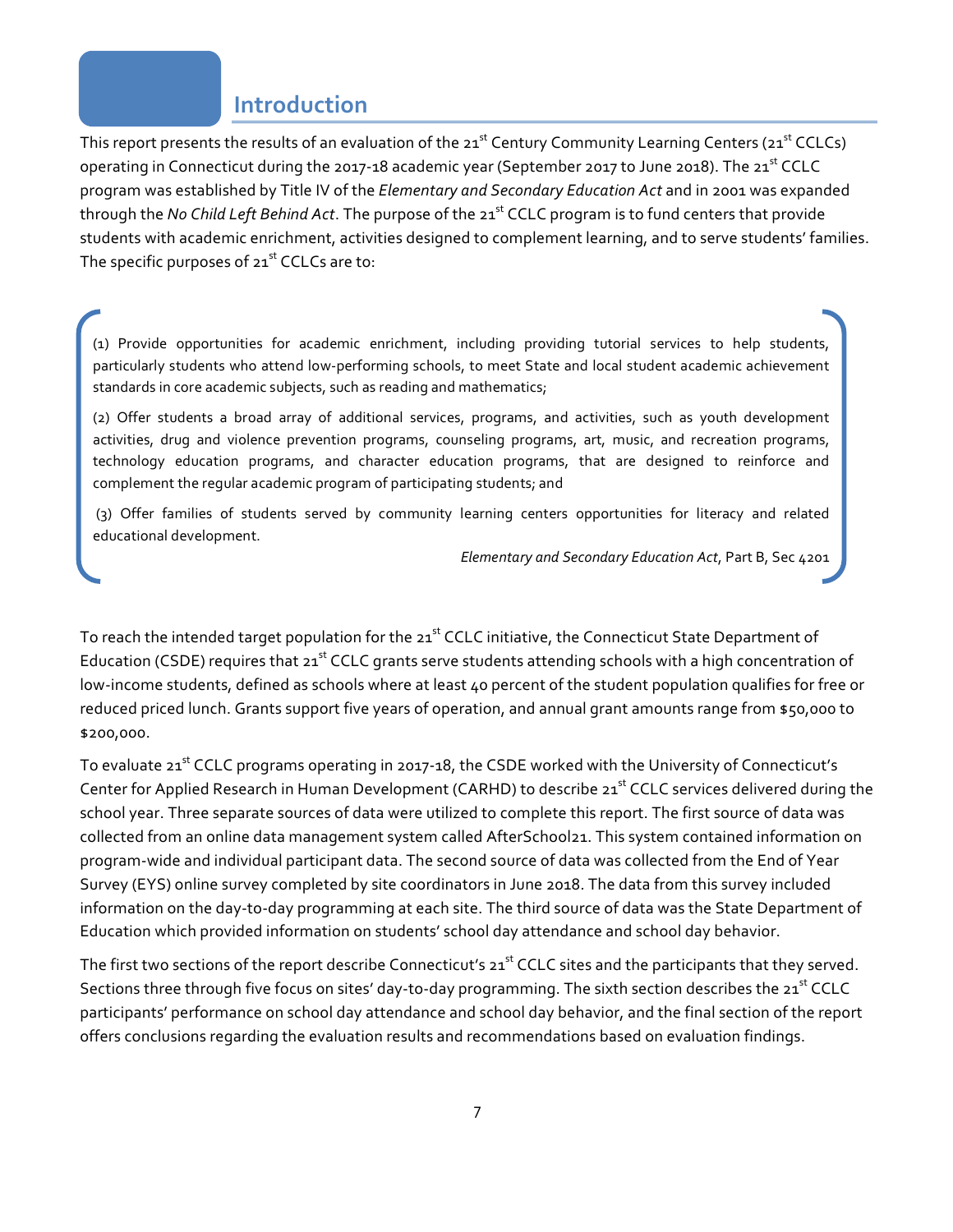# Introduction

This report presents the results of an evaluation of the 21st Century Community Learning Centers (21st CCLCs) operating in Connecticut during the 2017-18 academic year (September 2017 to June 2018). The 21st CCLC program was established by Title IV of the *Elementary and Secondary Education Act* and in 2001 was expanded through the *No Child Left Behind Act*. The purpose of the 21st CCLC program is to fund centers that provide students with academic enrichment, activities designed to complement learning, and to serve students' families. The specific purposes of 21st CCLCs are to:

> (1) Provide opportunities for academic enrichment, including providing tutorial services to help students, particularly students who attend low-performing schools, to meet State and local student academic achievement standards in core academic subjects, such as reading and mathematics;
>
> (2) Offer students a broad array of additional services, programs, and activities, such as youth development activities, drug and violence prevention programs, counseling programs, art, music, and recreation programs, technology education programs, and character education programs, that are designed to reinforce and complement the regular academic program of participating students; and
>
> (3) Offer families of students served by community learning centers opportunities for literacy and related educational development.
>
> *Elementary and Secondary Education Act*, Part B, Sec 4201

To reach the intended target population for the 21st CCLC initiative, the Connecticut State Department of Education (CSDE) requires that 21st CCLC grants serve students attending schools with a high concentration of low-income students, defined as schools where at least 40 percent of the student population qualifies for free or reduced priced lunch. Grants support five years of operation, and annual grant amounts range from $50,000 to $200,000.

To evaluate 21st CCLC programs operating in 2017-18, the CSDE worked with the University of Connecticut's Center for Applied Research in Human Development (CARHD) to describe 21st CCLC services delivered during the school year. Three separate sources of data were utilized to complete this report. The first source of data was collected from an online data management system called AfterSchool21. This system contained information on program-wide and individual participant data. The second source of data was collected from the End of Year Survey (EYS) online survey completed by site coordinators in June 2018. The data from this survey included information on the day-to-day programming at each site. The third source of data was the State Department of Education which provided information on students' school day attendance and school day behavior.

The first two sections of the report describe Connecticut's 21st CCLC sites and the participants that they served. Sections three through five focus on sites' day-to-day programming. The sixth section describes the 21st CCLC participants' performance on school day attendance and school day behavior, and the final section of the report offers conclusions regarding the evaluation results and recommendations based on evaluation findings.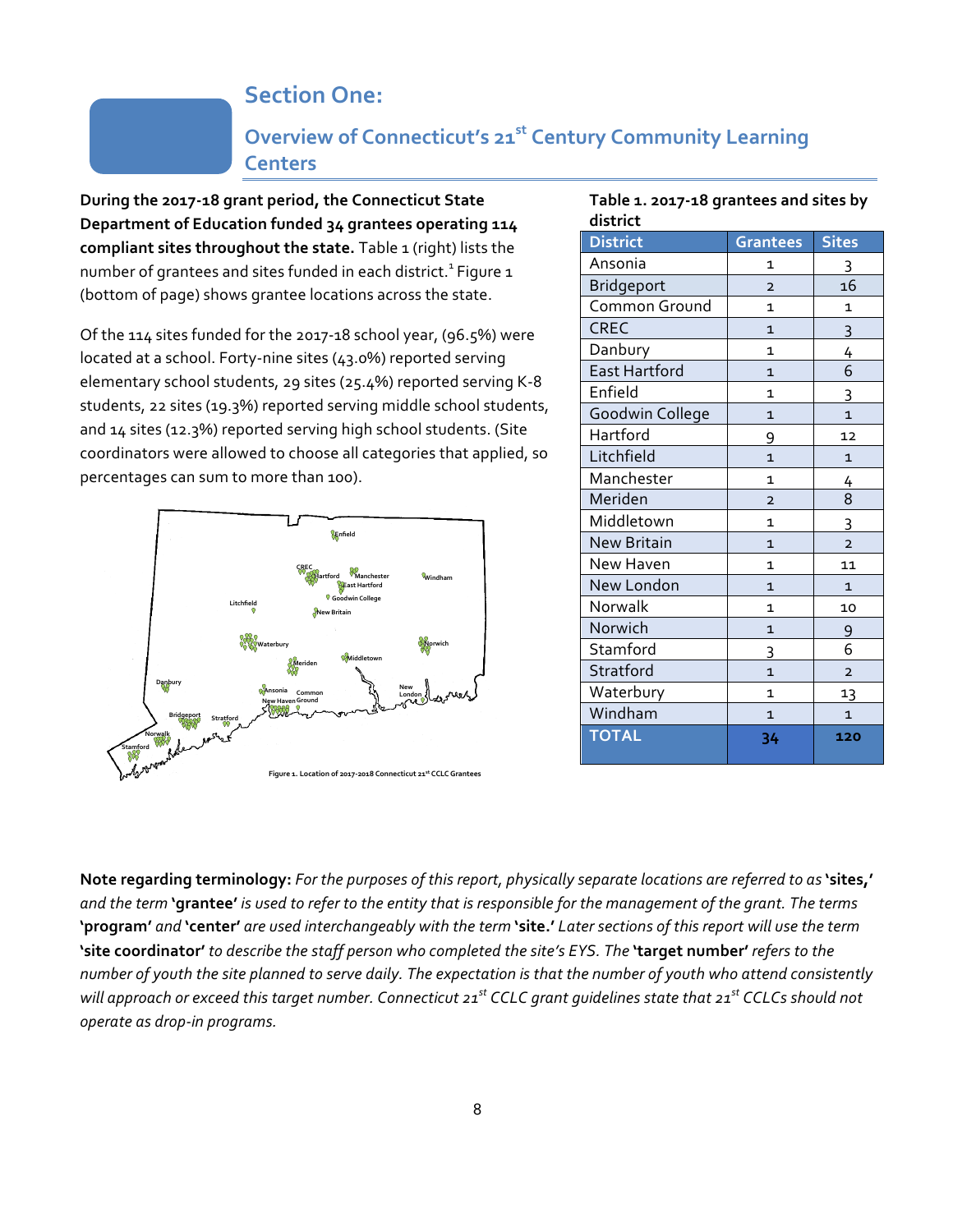# Section One:

## Overview of Connecticut's 21st Century Community Learning Centers

**During the 2017-18 grant period, the Connecticut State Department of Education funded 34 grantees operating 114 compliant sites throughout the state.** Table 1 (right) lists the number of grantees and sites funded in each district.[1] Figure 1 (bottom of page) shows grantee locations across the state.

Of the 114 sites funded for the 2017-18 school year, (96.5%) were located at a school. Forty-nine sites (43.0%) reported serving elementary school students, 29 sites (25.4%) reported serving K-8 students, 22 sites (19.3%) reported serving middle school students, and 14 sites (12.3%) reported serving high school students. (Site coordinators were allowed to choose all categories that applied, so percentages can sum to more than 100).

Figure 1. Location of 2017-2018 Connecticut 21st CCLC Grantees

**Table 1. 2017-18 grantees and sites by district**

| District | Grantees | Sites |
|---|---|---|
| Ansonia | 1 | 3 |
| Bridgeport | 2 | 16 |
| Common Ground | 1 | 1 |
| CREC | 1 | 3 |
| Danbury | 1 | 4 |
| East Hartford | 1 | 6 |
| Enfield | 1 | 3 |
| Goodwin College | 1 | 1 |
| Hartford | 9 | 12 |
| Litchfield | 1 | 1 |
| Manchester | 1 | 4 |
| Meriden | 2 | 8 |
| Middletown | 1 | 3 |
| New Britain | 1 | 2 |
| New Haven | 1 | 11 |
| New London | 1 | 1 |
| Norwalk | 1 | 10 |
| Norwich | 1 | 9 |
| Stamford | 3 | 6 |
| Stratford | 1 | 2 |
| Waterbury | 1 | 13 |
| Windham | 1 | 1 |
| **TOTAL** | **34** | **120** |

**Note regarding terminology:** *For the purposes of this report, physically separate locations are referred to as* **'sites,'** *and the term* **'grantee'** *is used to refer to the entity that is responsible for the management of the grant. The terms* **'program'** *and* **'center'** *are used interchangeably with the term* **'site.'** *Later sections of this report will use the term* **'site coordinator'** *to describe the staff person who completed the site's EYS. The* **'target number'** *refers to the number of youth the site planned to serve daily. The expectation is that the number of youth who attend consistently will approach or exceed this target number. Connecticut 21st CCLC grant guidelines state that 21st CCLCs should not operate as drop-in programs.*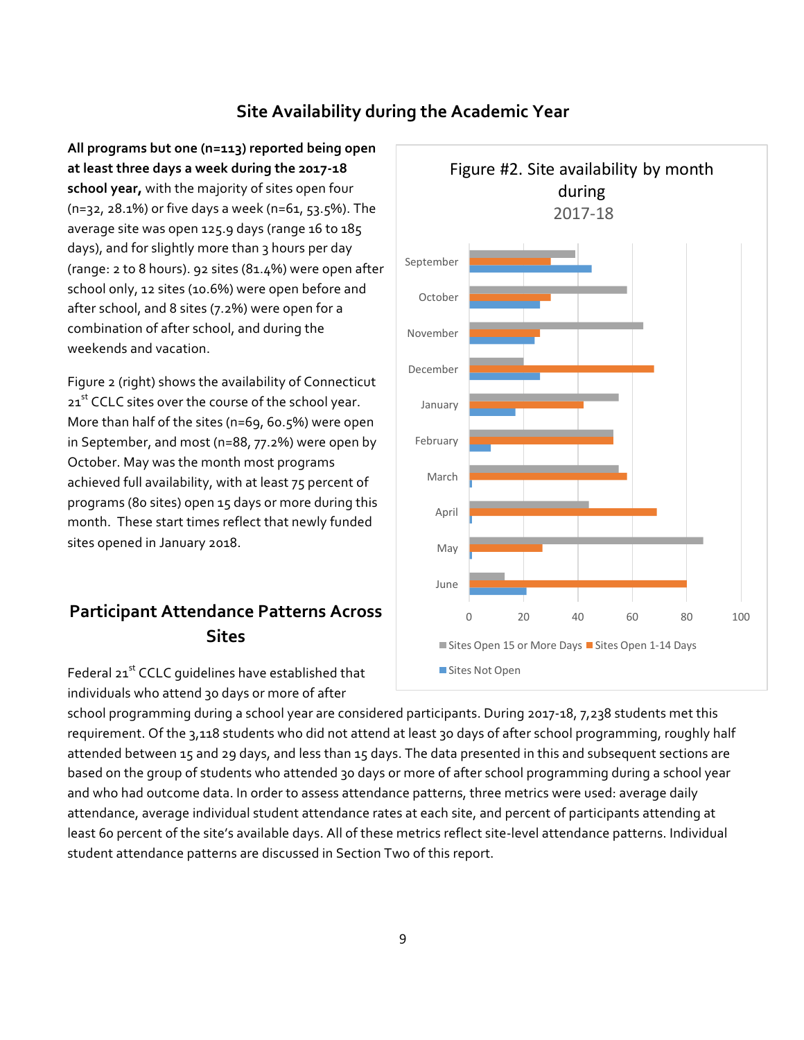## Site Availability during the Academic Year

**All programs but one (n=113) reported being open at least three days a week during the 2017-18 school year,** with the majority of sites open four (n=32, 28.1%) or five days a week (n=61, 53.5%). The average site was open 125.9 days (range 16 to 185 days), and for slightly more than 3 hours per day (range: 2 to 8 hours). 92 sites (81.4%) were open after school only, 12 sites (10.6%) were open before and after school, and 8 sites (7.2%) were open for a combination of after school, and during the weekends and vacation.

Figure 2 (right) shows the availability of Connecticut 21st CCLC sites over the course of the school year. More than half of the sites (n=69, 60.5%) were open in September, and most (n=88, 77.2%) were open by October. May was the month most programs achieved full availability, with at least 75 percent of programs (80 sites) open 15 days or more during this month. These start times reflect that newly funded sites opened in January 2018.

Figure #2. Site availability by month during 2017-18

## Participant Attendance Patterns Across Sites

Federal 21st CCLC guidelines have established that individuals who attend 30 days or more of after school programming during a school year are considered participants. During 2017-18, 7,238 students met this requirement. Of the 3,118 students who did not attend at least 30 days of after school programming, roughly half attended between 15 and 29 days, and less than 15 days. The data presented in this and subsequent sections are based on the group of students who attended 30 days or more of after school programming during a school year and who had outcome data. In order to assess attendance patterns, three metrics were used: average daily attendance, average individual student attendance rates at each site, and percent of participants attending at least 60 percent of the site's available days. All of these metrics reflect site-level attendance patterns. Individual student attendance patterns are discussed in Section Two of this report.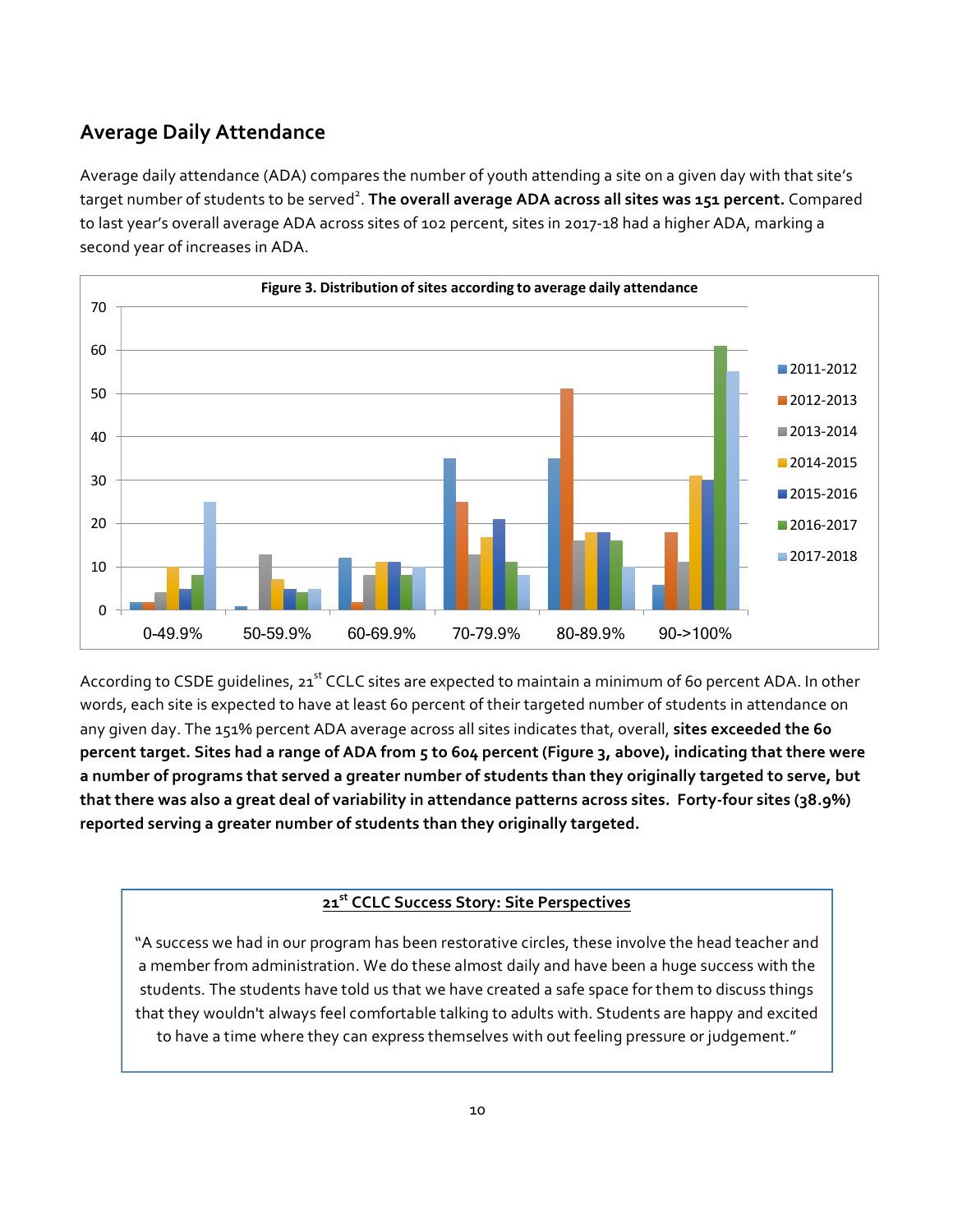## Average Daily Attendance

Average daily attendance (ADA) compares the number of youth attending a site on a given day with that site's target number of students to be served[2]. **The overall average ADA across all sites was 151 percent.** Compared to last year's overall average ADA across sites of 102 percent, sites in 2017-18 had a higher ADA, marking a second year of increases in ADA.

Figure 3. Distribution of sites according to average daily attendance

According to CSDE guidelines, 21st CCLC sites are expected to maintain a minimum of 60 percent ADA. In other words, each site is expected to have at least 60 percent of their targeted number of students in attendance on any given day. The 151% percent ADA average across all sites indicates that, overall, **sites exceeded the 60 percent target. Sites had a range of ADA from 5 to 604 percent (Figure 3, above), indicating that there were a number of programs that served a greater number of students than they originally targeted to serve, but that there was also a great deal of variability in attendance patterns across sites. Forty-four sites (38.9%) reported serving a greater number of students than they originally targeted.**

**21st CCLC Success Story: Site Perspectives**

"A success we had in our program has been restorative circles, these involve the head teacher and a member from administration. We do these almost daily and have been a huge success with the students. The students have told us that we have created a safe space for them to discuss things that they wouldn't always feel comfortable talking to adults with. Students are happy and excited to have a time where they can express themselves with out feeling pressure or judgement."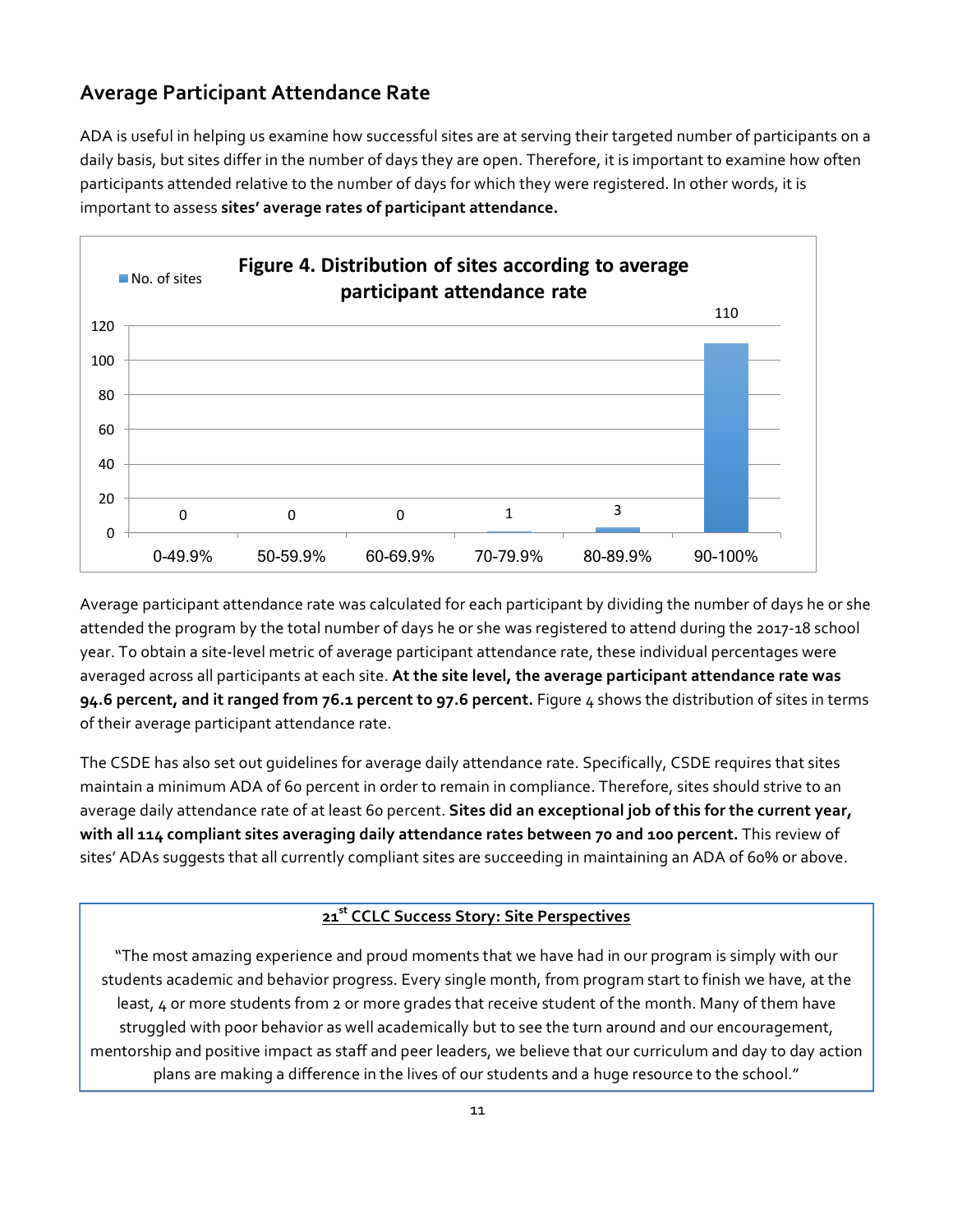## Average Participant Attendance Rate

ADA is useful in helping us examine how successful sites are at serving their targeted number of participants on a daily basis, but sites differ in the number of days they are open. Therefore, it is important to examine how often participants attended relative to the number of days for which they were registered. In other words, it is important to assess **sites' average rates of participant attendance.**

**Figure 4. Distribution of sites according to average participant attendance rate**

| Average participant attendance rate | No. of sites |
|---|---|
| 0-49.9% | 0 |
| 50-59.9% | 0 |
| 60-69.9% | 0 |
| 70-79.9% | 1 |
| 80-89.9% | 3 |
| 90-100% | 110 |

Average participant attendance rate was calculated for each participant by dividing the number of days he or she attended the program by the total number of days he or she was registered to attend during the 2017-18 school year. To obtain a site-level metric of average participant attendance rate, these individual percentages were averaged across all participants at each site. **At the site level, the average participant attendance rate was 94.6 percent, and it ranged from 76.1 percent to 97.6 percent.** Figure 4 shows the distribution of sites in terms of their average participant attendance rate.

The CSDE has also set out guidelines for average daily attendance rate. Specifically, CSDE requires that sites maintain a minimum ADA of 60 percent in order to remain in compliance. Therefore, sites should strive to an average daily attendance rate of at least 60 percent. **Sites did an exceptional job of this for the current year, with all 114 compliant sites averaging daily attendance rates between 70 and 100 percent.** This review of sites' ADAs suggests that all currently compliant sites are succeeding in maintaining an ADA of 60% or above.

**21st CCLC Success Story: Site Perspectives**

"The most amazing experience and proud moments that we have had in our program is simply with our students academic and behavior progress. Every single month, from program start to finish we have, at the least, 4 or more students from 2 or more grades that receive student of the month. Many of them have struggled with poor behavior as well academically but to see the turn around and our encouragement, mentorship and positive impact as staff and peer leaders, we believe that our curriculum and day to day action plans are making a difference in the lives of our students and a huge resource to the school."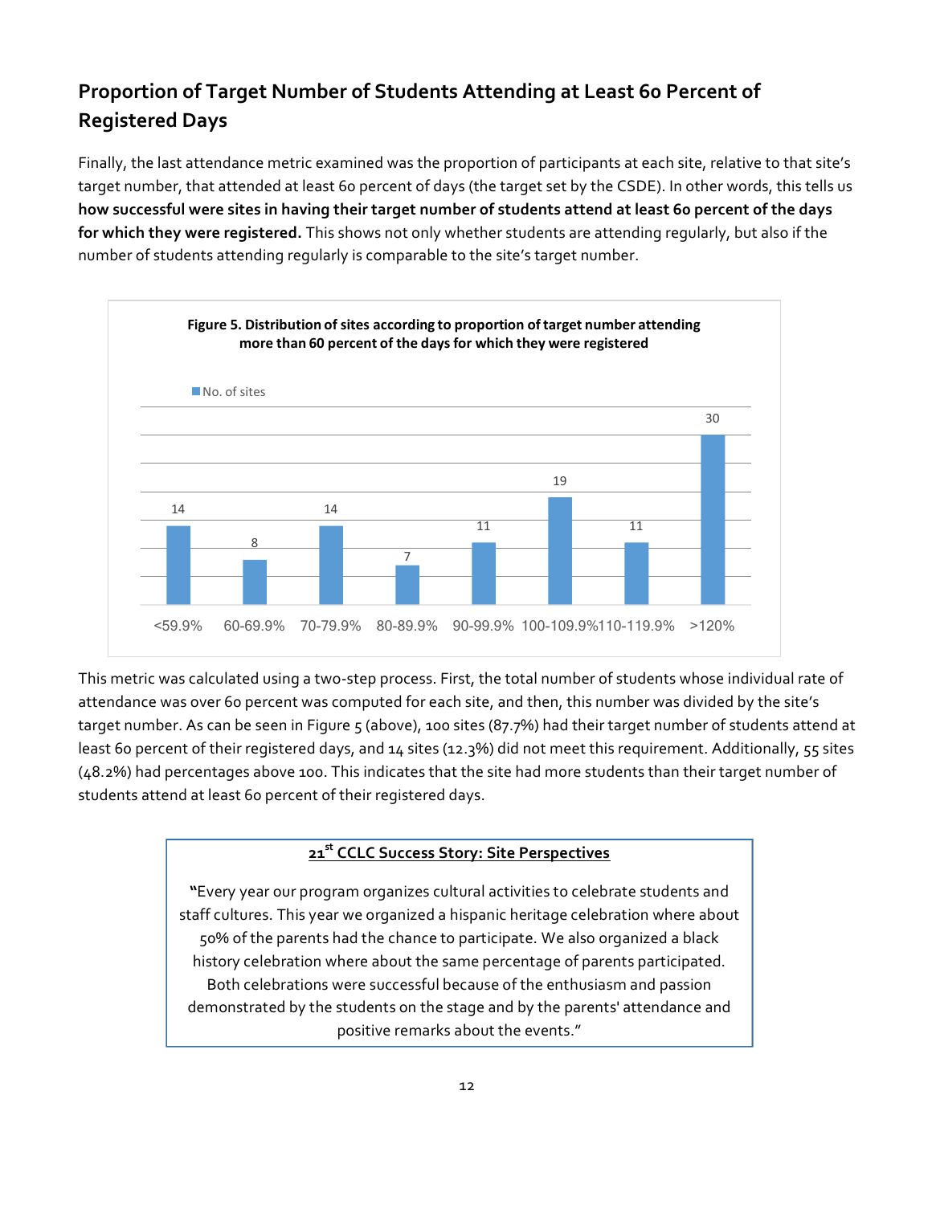## Proportion of Target Number of Students Attending at Least 60 Percent of Registered Days

Finally, the last attendance metric examined was the proportion of participants at each site, relative to that site's target number, that attended at least 60 percent of days (the target set by the CSDE). In other words, this tells us **how successful were sites in having their target number of students attend at least 60 percent of the days for which they were registered.** This shows not only whether students are attending regularly, but also if the number of students attending regularly is comparable to the site's target number.

**Figure 5. Distribution of sites according to proportion of target number attending more than 60 percent of the days for which they were registered**

| | <59.9% | 60-69.9% | 70-79.9% | 80-89.9% | 90-99.9% | 100-109.9% | 110-119.9% | >120% |
|---|---|---|---|---|---|---|---|---|
| No. of sites | 14 | 8 | 14 | 7 | 11 | 19 | 11 | 30 |

This metric was calculated using a two-step process. First, the total number of students whose individual rate of attendance was over 60 percent was computed for each site, and then, this number was divided by the site's target number. As can be seen in Figure 5 (above), 100 sites (87.7%) had their target number of students attend at least 60 percent of their registered days, and 14 sites (12.3%) did not meet this requirement. Additionally, 55 sites (48.2%) had percentages above 100. This indicates that the site had more students than their target number of students attend at least 60 percent of their registered days.

> **21st CCLC Success Story: Site Perspectives**
>
> "Every year our program organizes cultural activities to celebrate students and staff cultures. This year we organized a hispanic heritage celebration where about 50% of the parents had the chance to participate. We also organized a black history celebration where about the same percentage of parents participated. Both celebrations were successful because of the enthusiasm and passion demonstrated by the students on the stage and by the parents' attendance and positive remarks about the events."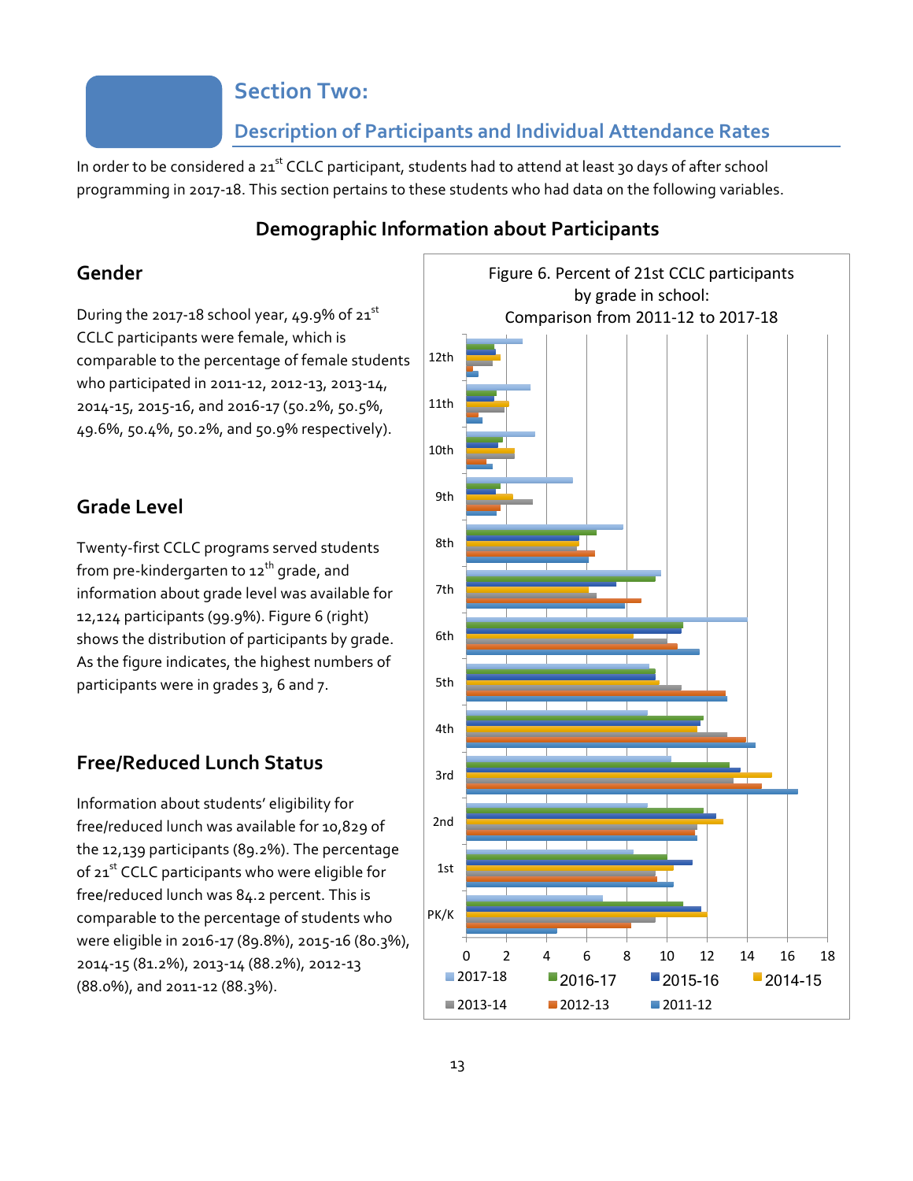# Section Two:

## Description of Participants and Individual Attendance Rates

In order to be considered a 21st CCLC participant, students had to attend at least 30 days of after school programming in 2017-18. This section pertains to these students who had data on the following variables.

### Demographic Information about Participants

### Gender

During the 2017-18 school year, 49.9% of 21st CCLC participants were female, which is comparable to the percentage of female students who participated in 2011-12, 2012-13, 2013-14, 2014-15, 2015-16, and 2016-17 (50.2%, 50.5%, 49.6%, 50.4%, 50.2%, and 50.9% respectively).

### Grade Level

Twenty-first CCLC programs served students from pre-kindergarten to 12th grade, and information about grade level was available for 12,124 participants (99.9%). Figure 6 (right) shows the distribution of participants by grade. As the figure indicates, the highest numbers of participants were in grades 3, 6 and 7.

### Free/Reduced Lunch Status

Information about students' eligibility for free/reduced lunch was available for 10,829 of the 12,139 participants (89.2%). The percentage of 21st CCLC participants who were eligible for free/reduced lunch was 84.2 percent. This is comparable to the percentage of students who were eligible in 2016-17 (89.8%), 2015-16 (80.3%), 2014-15 (81.2%), 2013-14 (88.2%), 2012-13 (88.0%), and 2011-12 (88.3%).

Figure 6. Percent of 21st CCLC participants by grade in school: Comparison from 2011-12 to 2017-18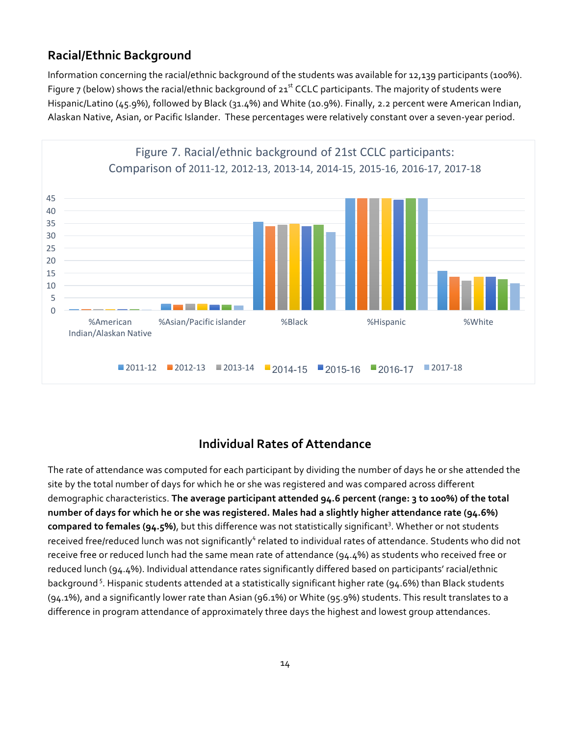## Racial/Ethnic Background

Information concerning the racial/ethnic background of the students was available for 12,139 participants (100%). Figure 7 (below) shows the racial/ethnic background of 21[st] CCLC participants. The majority of students were Hispanic/Latino (45.9%), followed by Black (31.4%) and White (10.9%). Finally, 2.2 percent were American Indian, Alaskan Native, Asian, or Pacific Islander. These percentages were relatively constant over a seven-year period.

Figure 7. Racial/ethnic background of 21st CCLC participants: Comparison of 2011-12, 2012-13, 2013-14, 2014-15, 2015-16, 2016-17, 2017-18

## Individual Rates of Attendance

The rate of attendance was computed for each participant by dividing the number of days he or she attended the site by the total number of days for which he or she was registered and was compared across different demographic characteristics. **The average participant attended 94.6 percent (range: 3 to 100%) of the total number of days for which he or she was registered. Males had a slightly higher attendance rate (94.6%) compared to females (94.5%)**, but this difference was not statistically significant[3]. Whether or not students received free/reduced lunch was not significantly[4] related to individual rates of attendance. Students who did not receive free or reduced lunch had the same mean rate of attendance (94.4%) as students who received free or reduced lunch (94.4%). Individual attendance rates significantly differed based on participants' racial/ethnic background[5]. Hispanic students attended at a statistically significant higher rate (94.6%) than Black students (94.1%), and a significantly lower rate than Asian (96.1%) or White (95.9%) students. This result translates to a difference in program attendance of approximately three days the highest and lowest group attendances.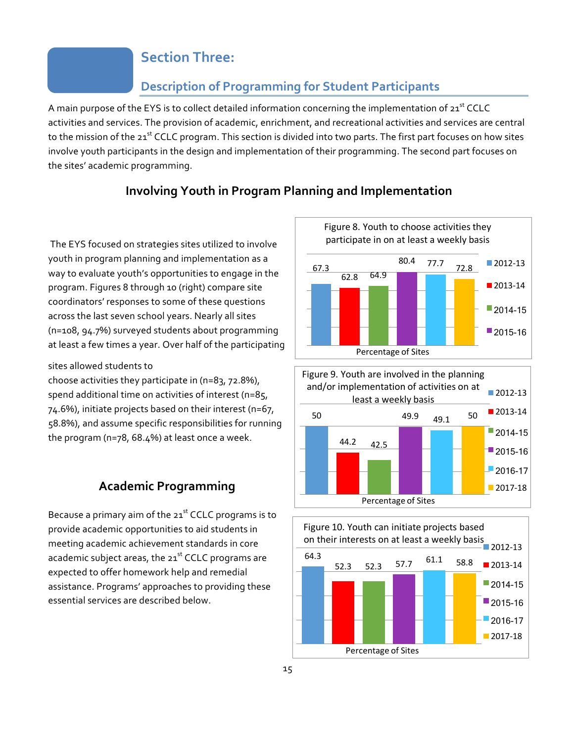# Section Three:

## Description of Programming for Student Participants

A main purpose of the EYS is to collect detailed information concerning the implementation of 21st CCLC activities and services. The provision of academic, enrichment, and recreational activities and services are central to the mission of the 21st CCLC program. This section is divided into two parts. The first part focuses on how sites involve youth participants in the design and implementation of their programming. The second part focuses on the sites' academic programming.

### Involving Youth in Program Planning and Implementation

The EYS focused on strategies sites utilized to involve youth in program planning and implementation as a way to evaluate youth's opportunities to engage in the program. Figures 8 through 10 (right) compare site coordinators' responses to some of these questions across the last seven school years. Nearly all sites (n=108, 94.7%) surveyed students about programming at least a few times a year. Over half of the participating sites allowed students to choose activities they participate in (n=83, 72.8%), spend additional time on activities of interest (n=85, 74.6%), initiate projects based on their interest (n=67, 58.8%), and assume specific responsibilities for running the program (n=78, 68.4%) at least once a week.

Figure 8. Youth to choose activities they participate in on at least a weekly basis

| Year | Percentage of Sites |
|---|---|
| 2012-13 | 67.3 |
| 2013-14 | 62.8 |
| 2014-15 | 64.9 |
| 2015-16 | 80.4 |
|  | 77.7 |
|  | 72.8 |

Figure 9. Youth are involved in the planning and/or implementation of activities on at least a weekly basis

| Year | Percentage of Sites |
|---|---|
| 2012-13 | 50 |
| 2013-14 | 44.2 |
| 2014-15 | 42.5 |
| 2015-16 | 49.9 |
| 2016-17 | 49.1 |
| 2017-18 | 50 |

Figure 10. Youth can initiate projects based on their interests on at least a weekly basis

| Year | Percentage of Sites |
|---|---|
| 2012-13 | 64.3 |
| 2013-14 | 52.3 |
| 2014-15 | 52.3 |
| 2015-16 | 57.7 |
| 2016-17 | 61.1 |
| 2017-18 | 58.8 |

### Academic Programming

Because a primary aim of the 21st CCLC programs is to provide academic opportunities to aid students in meeting academic achievement standards in core academic subject areas, the 21st CCLC programs are expected to offer homework help and remedial assistance. Programs' approaches to providing these essential services are described below.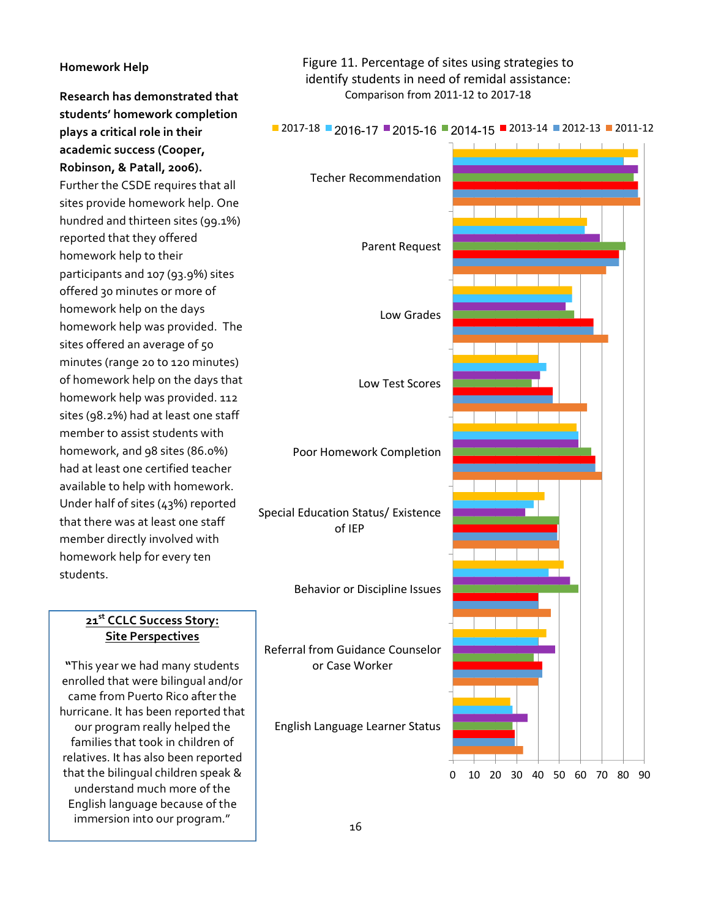### Homework Help

**Research has demonstrated that students' homework completion plays a critical role in their academic success (Cooper, Robinson, & Patall, 2006).** Further the CSDE requires that all sites provide homework help. One hundred and thirteen sites (99.1%) reported that they offered homework help to their participants and 107 (93.9%) sites offered 30 minutes or more of homework help on the days homework help was provided. The sites offered an average of 50 minutes (range 20 to 120 minutes) of homework help on the days that homework help was provided. 112 sites (98.2%) had at least one staff member to assist students with homework, and 98 sites (86.0%) had at least one certified teacher available to help with homework. Under half of sites (43%) reported that there was at least one staff member directly involved with homework help for every ten students.

> **21st CCLC Success Story: Site Perspectives**
>
> "This year we had many students enrolled that were bilingual and/or came from Puerto Rico after the hurricane. It has been reported that our program really helped the families that took in children of relatives. It has also been reported that the bilingual children speak & understand much more of the English language because of the immersion into our program."

Figure 11. Percentage of sites using strategies to identify students in need of remidal assistance: Comparison from 2011-12 to 2017-18

| Strategy | 2017-18 | 2016-17 | 2015-16 | 2014-15 | 2013-14 | 2012-13 | 2011-12 |
|---|---|---|---|---|---|---|---|
| Techer Recommendation | 87 | 80 | 87 | 85 | 87 | 87 | 88 |
| Parent Request | 63 | 62 | 69 | 81 | 78 | 78 | 72 |
| Low Grades | 56 | 56 | 53 | 57 | 66 | 66 | 73 |
| Low Test Scores | 40 | 44 | 41 | 37 | 47 | 47 | 63 |
| Poor Homework Completion | 58 | 59 | 59 | 65 | 67 | 67 | 70 |
| Special Education Status/ Existence of IEP | 43 | 38 | 34 | 50 | 49 | 49 | 50 |
| Behavior or Discipline Issues | 52 | 45 | 55 | 59 | 40 | 40 | 46 |
| Referral from Guidance Counselor or Case Worker | 44 | 40 | 48 | 38 | 42 | 42 | 40 |
| English Language Learner Status | 27 | 28 | 35 | 28 | 29 | 29 | 33 |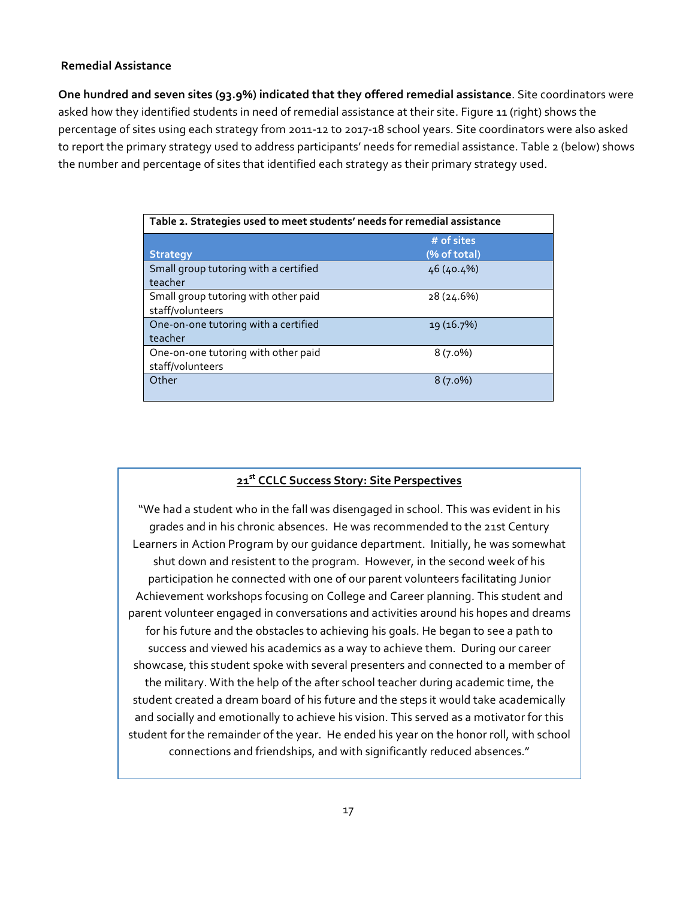### Remedial Assistance

**One hundred and seven sites (93.9%) indicated that they offered remedial assistance**. Site coordinators were asked how they identified students in need of remedial assistance at their site. Figure 11 (right) shows the percentage of sites using each strategy from 2011-12 to 2017-18 school years. Site coordinators were also asked to report the primary strategy used to address participants' needs for remedial assistance. Table 2 (below) shows the number and percentage of sites that identified each strategy as their primary strategy used.

**Table 2. Strategies used to meet students' needs for remedial assistance**

| Strategy | # of sites (% of total) |
|---|---|
| Small group tutoring with a certified teacher | 46 (40.4%) |
| Small group tutoring with other paid staff/volunteers | 28 (24.6%) |
| One-on-one tutoring with a certified teacher | 19 (16.7%) |
| One-on-one tutoring with other paid staff/volunteers | 8 (7.0%) |
| Other | 8 (7.0%) |

**21st CCLC Success Story: Site Perspectives**

"We had a student who in the fall was disengaged in school. This was evident in his grades and in his chronic absences. He was recommended to the 21st Century Learners in Action Program by our guidance department. Initially, he was somewhat shut down and resistent to the program. However, in the second week of his participation he connected with one of our parent volunteers facilitating Junior Achievement workshops focusing on College and Career planning. This student and parent volunteer engaged in conversations and activities around his hopes and dreams for his future and the obstacles to achieving his goals. He began to see a path to success and viewed his academics as a way to achieve them. During our career showcase, this student spoke with several presenters and connected to a member of the military. With the help of the after school teacher during academic time, the student created a dream board of his future and the steps it would take academically and socially and emotionally to achieve his vision. This served as a motivator for this student for the remainder of the year. He ended his year on the honor roll, with school connections and friendships, and with significantly reduced absences."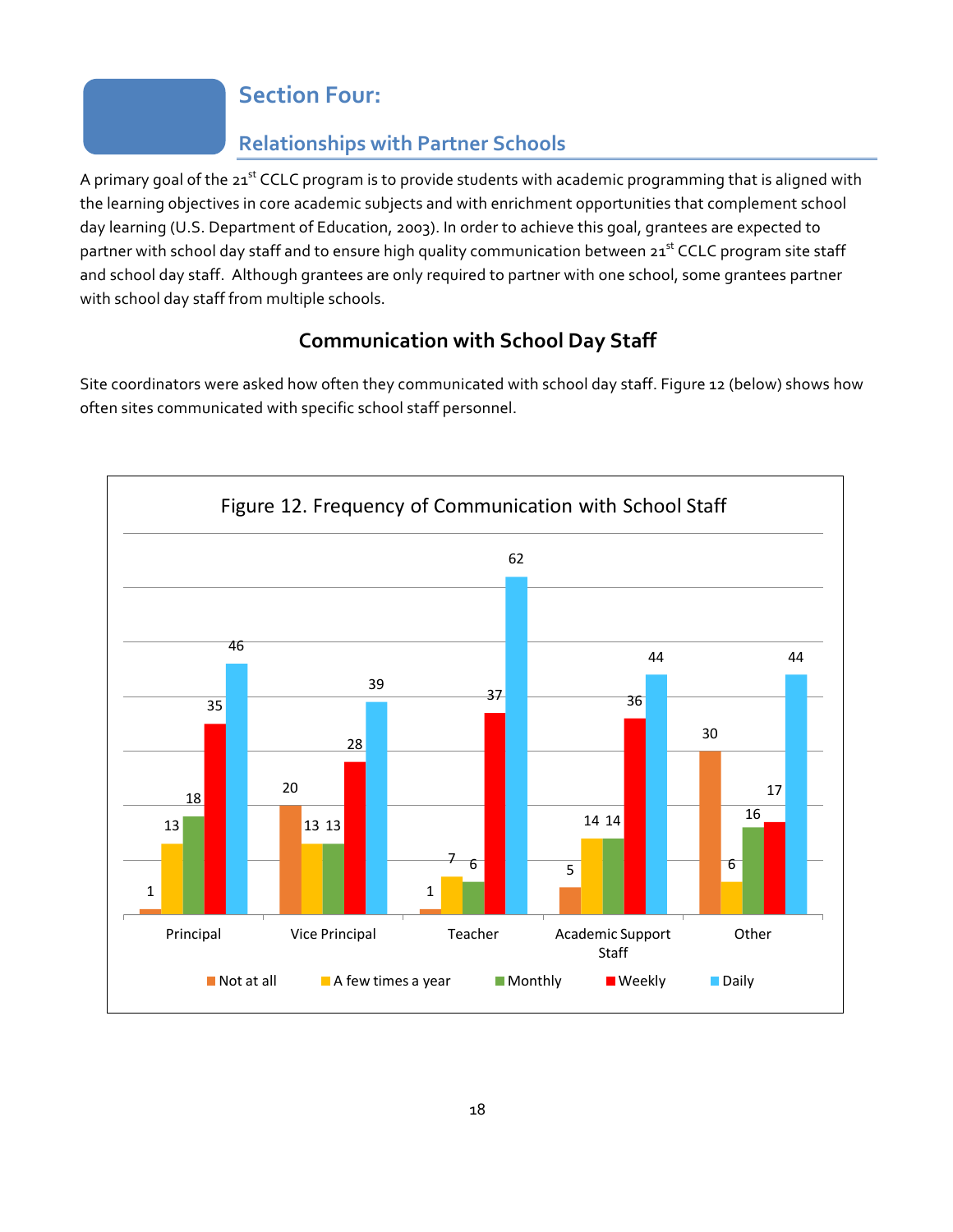# Section Four:

## Relationships with Partner Schools

A primary goal of the 21st CCLC program is to provide students with academic programming that is aligned with the learning objectives in core academic subjects and with enrichment opportunities that complement school day learning (U.S. Department of Education, 2003). In order to achieve this goal, grantees are expected to partner with school day staff and to ensure high quality communication between 21st CCLC program site staff and school day staff. Although grantees are only required to partner with one school, some grantees partner with school day staff from multiple schools.

### Communication with School Day Staff

Site coordinators were asked how often they communicated with school day staff. Figure 12 (below) shows how often sites communicated with specific school staff personnel.

Figure 12. Frequency of Communication with School Staff

| | Not at all | A few times a year | Monthly | Weekly | Daily |
|---|---|---|---|---|---|
| Principal | 1 | 13 | 18 | 35 | 46 |
| Vice Principal | 20 | 13 | 13 | 28 | 39 |
| Teacher | 1 | 7 | 6 | 37 | 62 |
| Academic Support Staff | 5 | 14 | 14 | 36 | 44 |
| Other | 30 | 6 | 16 | 17 | 44 |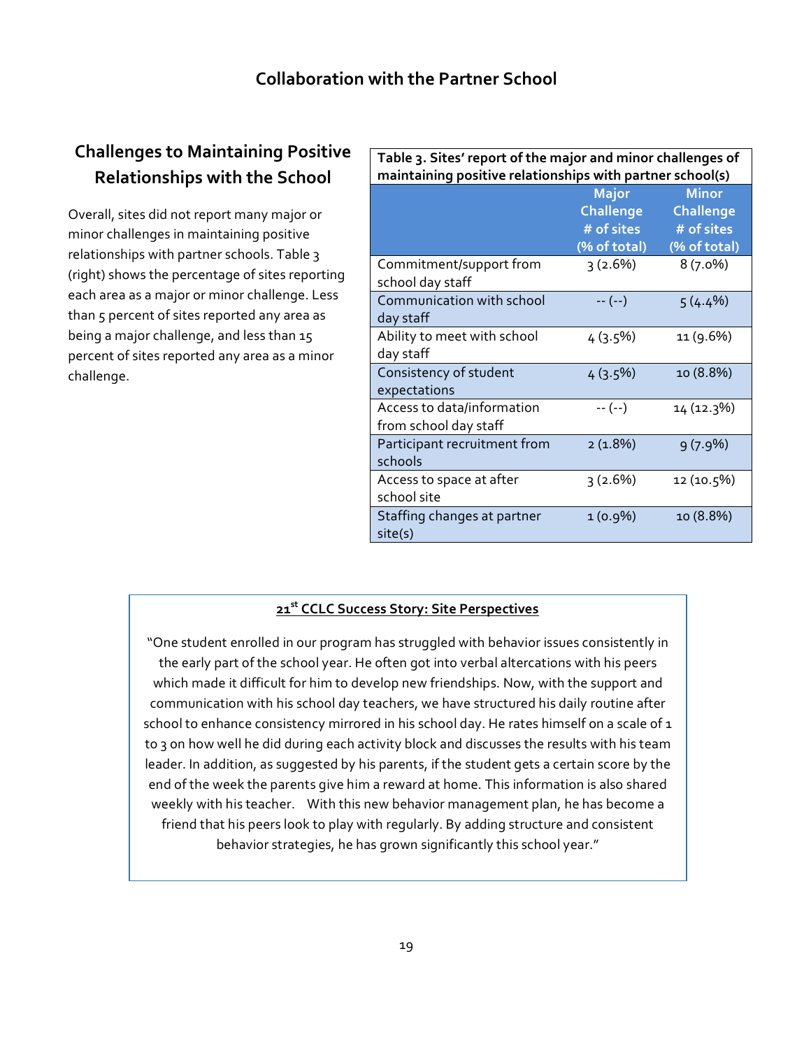# Collaboration with the Partner School

## Challenges to Maintaining Positive Relationships with the School

Overall, sites did not report many major or minor challenges in maintaining positive relationships with partner schools. Table 3 (right) shows the percentage of sites reporting each area as a major or minor challenge. Less than 5 percent of sites reported any area as being a major challenge, and less than 15 percent of sites reported any area as a minor challenge.

**Table 3. Sites' report of the major and minor challenges of maintaining positive relationships with partner school(s)**

| | Major Challenge # of sites (% of total) | Minor Challenge # of sites (% of total) |
|---|---|---|
| Commitment/support from school day staff | 3 (2.6%) | 8 (7.0%) |
| Communication with school day staff | -- (--) | 5 (4.4%) |
| Ability to meet with school day staff | 4 (3.5%) | 11 (9.6%) |
| Consistency of student expectations | 4 (3.5%) | 10 (8.8%) |
| Access to data/information from school day staff | -- (--) | 14 (12.3%) |
| Participant recruitment from schools | 2 (1.8%) | 9 (7.9%) |
| Access to space at after school site | 3 (2.6%) | 12 (10.5%) |
| Staffing changes at partner site(s) | 1 (0.9%) | 10 (8.8%) |

**21st CCLC Success Story: Site Perspectives**

"One student enrolled in our program has struggled with behavior issues consistently in the early part of the school year. He often got into verbal altercations with his peers which made it difficult for him to develop new friendships. Now, with the support and communication with his school day teachers, we have structured his daily routine after school to enhance consistency mirrored in his school day. He rates himself on a scale of 1 to 3 on how well he did during each activity block and discusses the results with his team leader. In addition, as suggested by his parents, if the student gets a certain score by the end of the week the parents give him a reward at home. This information is also shared weekly with his teacher. With this new behavior management plan, he has become a friend that his peers look to play with regularly. By adding structure and consistent behavior strategies, he has grown significantly this school year."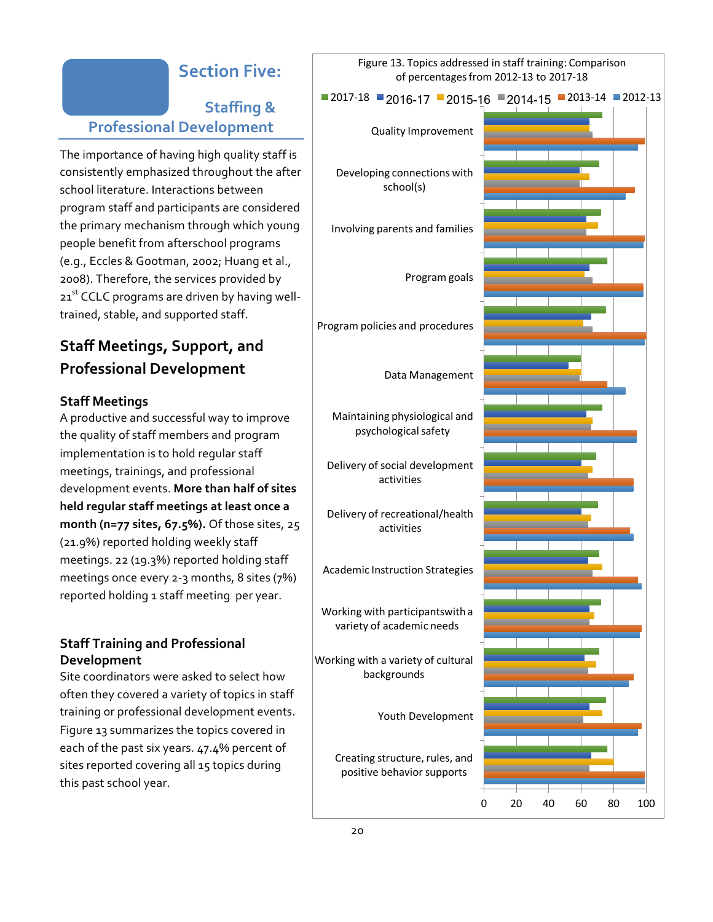## Section Five: Staffing & Professional Development

The importance of having high quality staff is consistently emphasized throughout the after school literature. Interactions between program staff and participants are considered the primary mechanism through which young people benefit from afterschool programs (e.g., Eccles & Gootman, 2002; Huang et al., 2008). Therefore, the services provided by 21st CCLC programs are driven by having well-trained, stable, and supported staff.

## Staff Meetings, Support, and Professional Development

### Staff Meetings

A productive and successful way to improve the quality of staff members and program implementation is to hold regular staff meetings, trainings, and professional development events. **More than half of sites held regular staff meetings at least once a month (n=77 sites, 67.5%).** Of those sites, 25 (21.9%) reported holding weekly staff meetings. 22 (19.3%) reported holding staff meetings once every 2-3 months, 8 sites (7%) reported holding 1 staff meeting per year.

### Staff Training and Professional Development

Site coordinators were asked to select how often they covered a variety of topics in staff training or professional development events. Figure 13 summarizes the topics covered in each of the past six years. 47.4% percent of sites reported covering all 15 topics during this past school year.

Figure 13. Topics addressed in staff training: Comparison of percentages from 2012-13 to 2017-18

Legend: 2017-18, 2016-17, 2015-16, 2014-15, 2013-14, 2012-13

Topics: Quality Improvement; Developing connections with school(s); Involving parents and families; Program goals; Program policies and procedures; Data Management; Maintaining physiological and psychological safety; Delivery of social development activities; Delivery of recreational/health activities; Academic Instruction Strategies; Working with participants with a variety of academic needs; Working with a variety of cultural backgrounds; Youth Development; Creating structure, rules, and positive behavior supports

Axis: 0, 20, 40, 60, 80, 100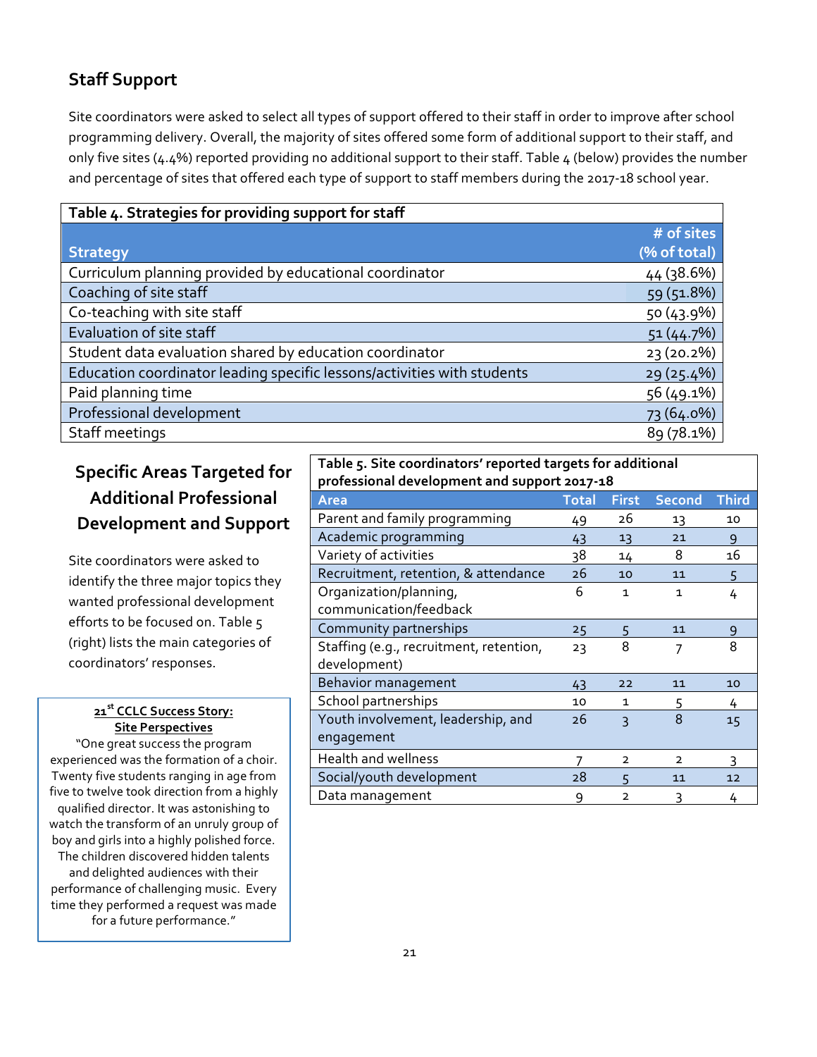## Staff Support

Site coordinators were asked to select all types of support offered to their staff in order to improve after school programming delivery. Overall, the majority of sites offered some form of additional support to their staff, and only five sites (4.4%) reported providing no additional support to their staff. Table 4 (below) provides the number and percentage of sites that offered each type of support to staff members during the 2017-18 school year.

**Table 4. Strategies for providing support for staff**

| Strategy | # of sites (% of total) |
|---|---|
| Curriculum planning provided by educational coordinator | 44 (38.6%) |
| Coaching of site staff | 59 (51.8%) |
| Co-teaching with site staff | 50 (43.9%) |
| Evaluation of site staff | 51 (44.7%) |
| Student data evaluation shared by education coordinator | 23 (20.2%) |
| Education coordinator leading specific lessons/activities with students | 29 (25.4%) |
| Paid planning time | 56 (49.1%) |
| Professional development | 73 (64.0%) |
| Staff meetings | 89 (78.1%) |

## Specific Areas Targeted for Additional Professional Development and Support

Site coordinators were asked to identify the three major topics they wanted professional development efforts to be focused on. Table 5 (right) lists the main categories of coordinators' responses.

**Table 5. Site coordinators' reported targets for additional professional development and support 2017-18**

| Area | Total | First | Second | Third |
|---|---|---|---|---|
| Parent and family programming | 49 | 26 | 13 | 10 |
| Academic programming | 43 | 13 | 21 | 9 |
| Variety of activities | 38 | 14 | 8 | 16 |
| Recruitment, retention, & attendance | 26 | 10 | 11 | 5 |
| Organization/planning, communication/feedback | 6 | 1 | 1 | 4 |
| Community partnerships | 25 | 5 | 11 | 9 |
| Staffing (e.g., recruitment, retention, development) | 23 | 8 | 7 | 8 |
| Behavior management | 43 | 22 | 11 | 10 |
| School partnerships | 10 | 1 | 5 | 4 |
| Youth involvement, leadership, and engagement | 26 | 3 | 8 | 15 |
| Health and wellness | 7 | 2 | 2 | 3 |
| Social/youth development | 28 | 5 | 11 | 12 |
| Data management | 9 | 2 | 3 | 4 |

**21st CCLC Success Story: Site Perspectives**

"One great success the program experienced was the formation of a choir. Twenty five students ranging in age from five to twelve took direction from a highly qualified director. It was astonishing to watch the transform of an unruly group of boy and girls into a highly polished force. The children discovered hidden talents and delighted audiences with their performance of challenging music. Every time they performed a request was made for a future performance."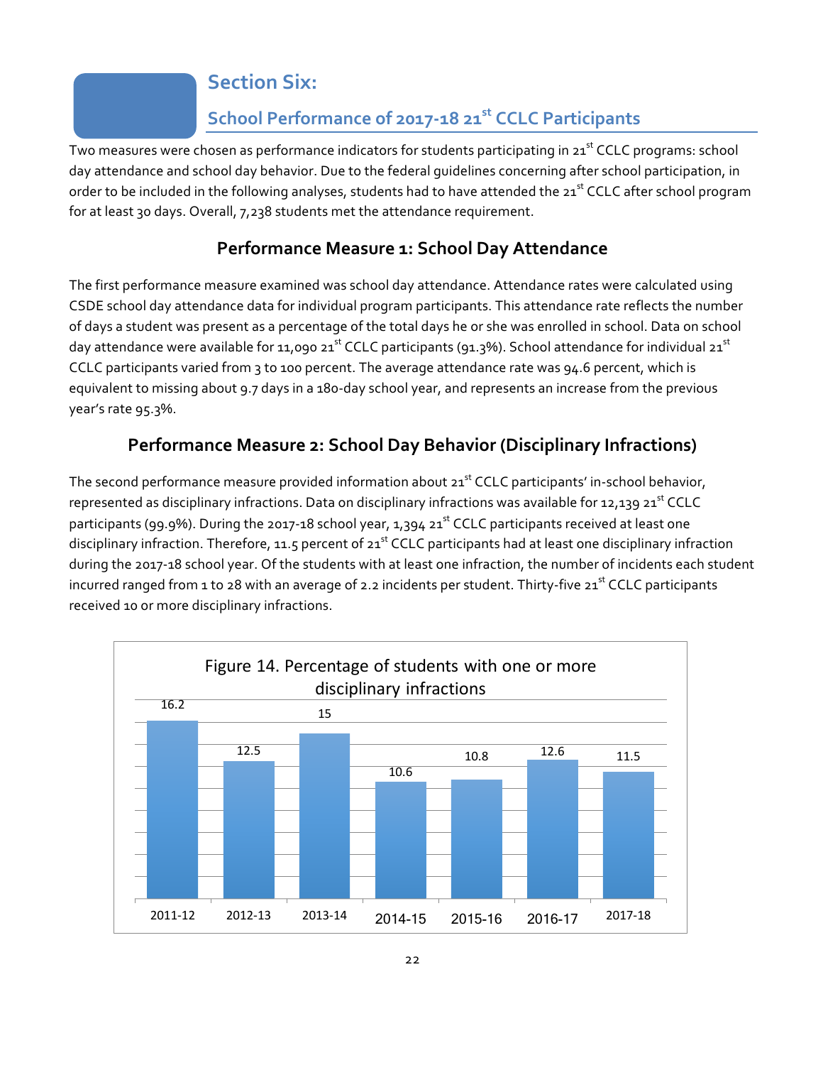# Section Six:

## School Performance of 2017-18 21st CCLC Participants

Two measures were chosen as performance indicators for students participating in 21st CCLC programs: school day attendance and school day behavior. Due to the federal guidelines concerning after school participation, in order to be included in the following analyses, students had to have attended the 21st CCLC after school program for at least 30 days. Overall, 7,238 students met the attendance requirement.

### Performance Measure 1: School Day Attendance

The first performance measure examined was school day attendance. Attendance rates were calculated using CSDE school day attendance data for individual program participants. This attendance rate reflects the number of days a student was present as a percentage of the total days he or she was enrolled in school. Data on school day attendance were available for 11,090 21st CCLC participants (91.3%). School attendance for individual 21st CCLC participants varied from 3 to 100 percent. The average attendance rate was 94.6 percent, which is equivalent to missing about 9.7 days in a 180-day school year, and represents an increase from the previous year's rate 95.3%.

### Performance Measure 2: School Day Behavior (Disciplinary Infractions)

The second performance measure provided information about 21st CCLC participants' in-school behavior, represented as disciplinary infractions. Data on disciplinary infractions was available for 12,139 21st CCLC participants (99.9%). During the 2017-18 school year, 1,394 21st CCLC participants received at least one disciplinary infraction. Therefore, 11.5 percent of 21st CCLC participants had at least one disciplinary infraction during the 2017-18 school year. Of the students with at least one infraction, the number of incidents each student incurred ranged from 1 to 28 with an average of 2.2 incidents per student. Thirty-five 21st CCLC participants received 10 or more disciplinary infractions.

Figure 14. Percentage of students with one or more disciplinary infractions

| 2011-12 | 2012-13 | 2013-14 | 2014-15 | 2015-16 | 2016-17 | 2017-18 |
|---|---|---|---|---|---|---|
| 16.2 | 12.5 | 15 | 10.6 | 10.8 | 12.6 | 11.5 |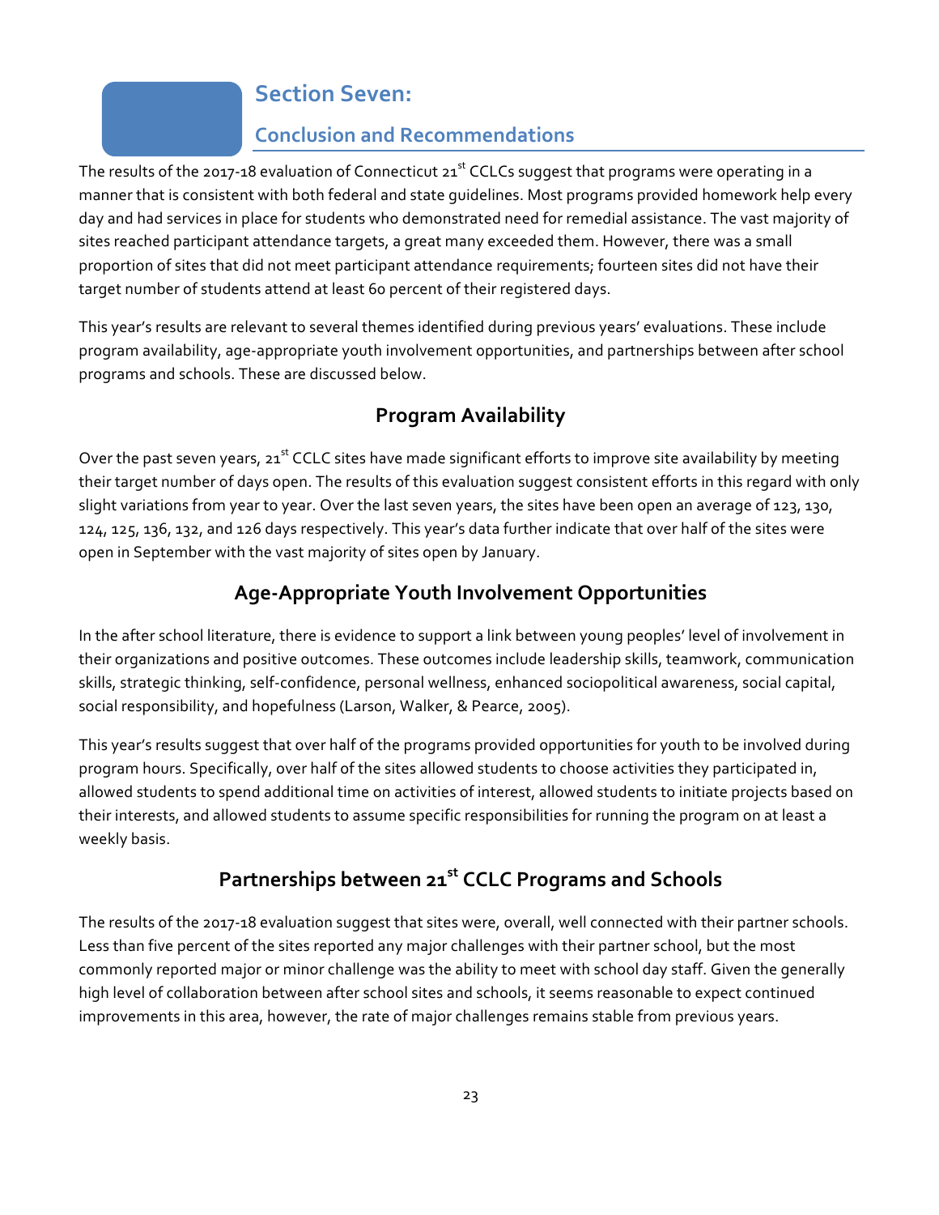# Section Seven:

## Conclusion and Recommendations

The results of the 2017-18 evaluation of Connecticut 21st CCLCs suggest that programs were operating in a manner that is consistent with both federal and state guidelines. Most programs provided homework help every day and had services in place for students who demonstrated need for remedial assistance. The vast majority of sites reached participant attendance targets, a great many exceeded them. However, there was a small proportion of sites that did not meet participant attendance requirements; fourteen sites did not have their target number of students attend at least 60 percent of their registered days.

This year's results are relevant to several themes identified during previous years' evaluations. These include program availability, age-appropriate youth involvement opportunities, and partnerships between after school programs and schools. These are discussed below.

### Program Availability

Over the past seven years, 21st CCLC sites have made significant efforts to improve site availability by meeting their target number of days open. The results of this evaluation suggest consistent efforts in this regard with only slight variations from year to year. Over the last seven years, the sites have been open an average of 123, 130, 124, 125, 136, 132, and 126 days respectively. This year's data further indicate that over half of the sites were open in September with the vast majority of sites open by January.

### Age-Appropriate Youth Involvement Opportunities

In the after school literature, there is evidence to support a link between young peoples' level of involvement in their organizations and positive outcomes. These outcomes include leadership skills, teamwork, communication skills, strategic thinking, self-confidence, personal wellness, enhanced sociopolitical awareness, social capital, social responsibility, and hopefulness (Larson, Walker, & Pearce, 2005).

This year's results suggest that over half of the programs provided opportunities for youth to be involved during program hours. Specifically, over half of the sites allowed students to choose activities they participated in, allowed students to spend additional time on activities of interest, allowed students to initiate projects based on their interests, and allowed students to assume specific responsibilities for running the program on at least a weekly basis.

### Partnerships between 21st CCLC Programs and Schools

The results of the 2017-18 evaluation suggest that sites were, overall, well connected with their partner schools. Less than five percent of the sites reported any major challenges with their partner school, but the most commonly reported major or minor challenge was the ability to meet with school day staff. Given the generally high level of collaboration between after school sites and schools, it seems reasonable to expect continued improvements in this area, however, the rate of major challenges remains stable from previous years.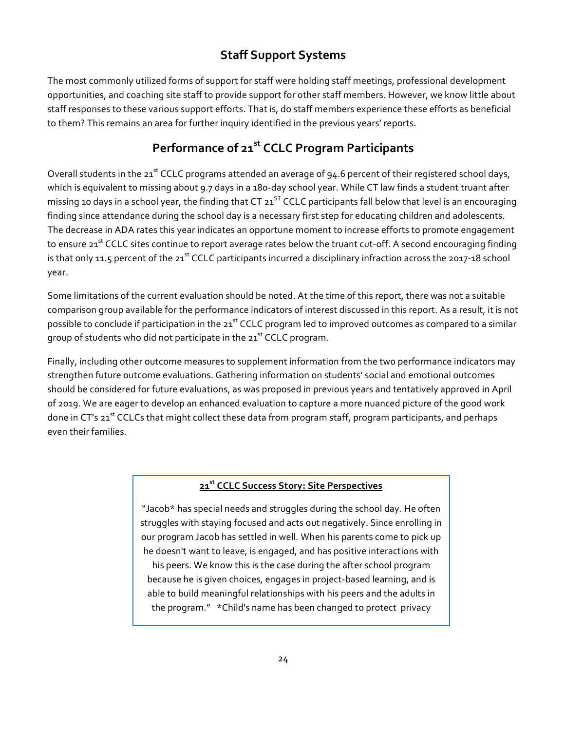## Staff Support Systems

The most commonly utilized forms of support for staff were holding staff meetings, professional development opportunities, and coaching site staff to provide support for other staff members. However, we know little about staff responses to these various support efforts. That is, do staff members experience these efforts as beneficial to them? This remains an area for further inquiry identified in the previous years' reports.

## Performance of 21st CCLC Program Participants

Overall students in the 21st CCLC programs attended an average of 94.6 percent of their registered school days, which is equivalent to missing about 9.7 days in a 180-day school year. While CT law finds a student truant after missing 10 days in a school year, the finding that CT 21ST CCLC participants fall below that level is an encouraging finding since attendance during the school day is a necessary first step for educating children and adolescents. The decrease in ADA rates this year indicates an opportune moment to increase efforts to promote engagement to ensure 21st CCLC sites continue to report average rates below the truant cut-off. A second encouraging finding is that only 11.5 percent of the 21st CCLC participants incurred a disciplinary infraction across the 2017-18 school year.

Some limitations of the current evaluation should be noted. At the time of this report, there was not a suitable comparison group available for the performance indicators of interest discussed in this report. As a result, it is not possible to conclude if participation in the 21st CCLC program led to improved outcomes as compared to a similar group of students who did not participate in the 21st CCLC program.

Finally, including other outcome measures to supplement information from the two performance indicators may strengthen future outcome evaluations. Gathering information on students' social and emotional outcomes should be considered for future evaluations, as was proposed in previous years and tentatively approved in April of 2019. We are eager to develop an enhanced evaluation to capture a more nuanced picture of the good work done in CT's 21st CCLCs that might collect these data from program staff, program participants, and perhaps even their families.

**21st CCLC Success Story: Site Perspectives**

"Jacob* has special needs and struggles during the school day. He often struggles with staying focused and acts out negatively. Since enrolling in our program Jacob has settled in well. When his parents come to pick up he doesn't want to leave, is engaged, and has positive interactions with his peers. We know this is the case during the after school program because he is given choices, engages in project-based learning, and is able to build meaningful relationships with his peers and the adults in the program." *Child's name has been changed to protect privacy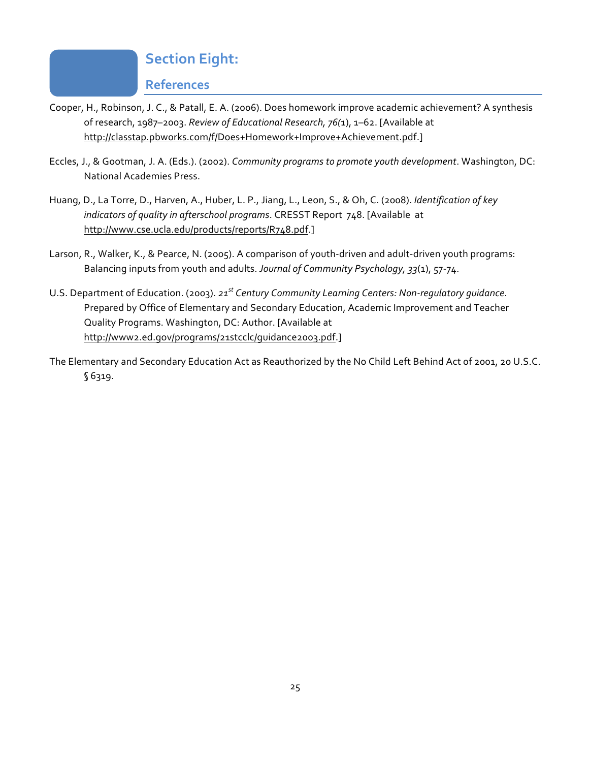# Section Eight:

## References

Cooper, H., Robinson, J. C., & Patall, E. A. (2006). Does homework improve academic achievement? A synthesis of research, 1987–2003. *Review of Educational Research, 76*(1), 1–62. [Available at http://classtap.pbworks.com/f/Does+Homework+Improve+Achievement.pdf.]

Eccles, J., & Gootman, J. A. (Eds.). (2002). *Community programs to promote youth development*. Washington, DC: National Academies Press.

Huang, D., La Torre, D., Harven, A., Huber, L. P., Jiang, L., Leon, S., & Oh, C. (2008). *Identification of key indicators of quality in afterschool programs*. CRESST Report 748. [Available at http://www.cse.ucla.edu/products/reports/R748.pdf.]

Larson, R., Walker, K., & Pearce, N. (2005). A comparison of youth-driven and adult-driven youth programs: Balancing inputs from youth and adults. *Journal of Community Psychology, 33*(1), 57-74.

U.S. Department of Education. (2003). *21st Century Community Learning Centers: Non-regulatory guidance*. Prepared by Office of Elementary and Secondary Education, Academic Improvement and Teacher Quality Programs. Washington, DC: Author. [Available at http://www2.ed.gov/programs/21stcclc/guidance2003.pdf.]

The Elementary and Secondary Education Act as Reauthorized by the No Child Left Behind Act of 2001, 20 U.S.C. § 6319.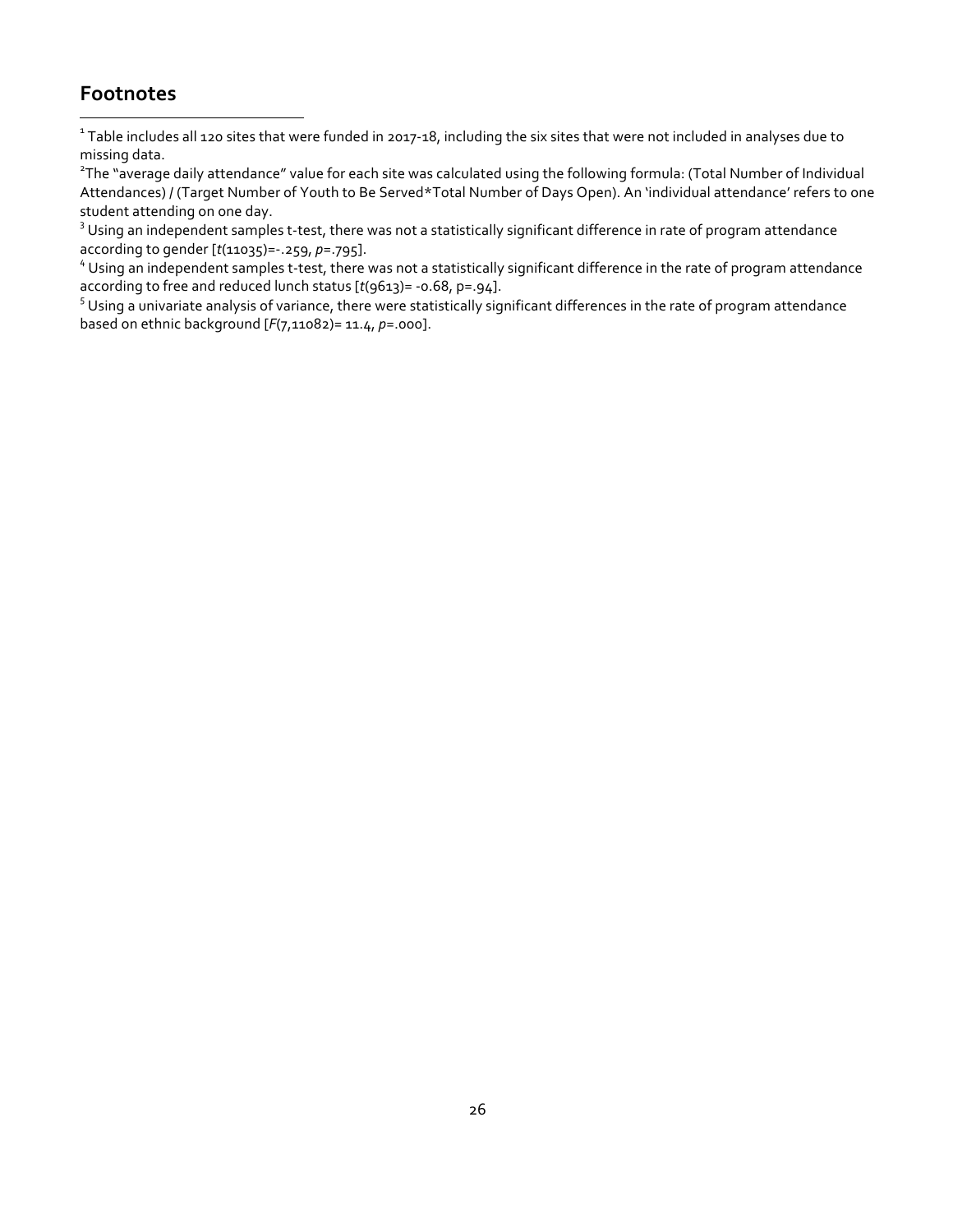## Footnotes

[1] Table includes all 120 sites that were funded in 2017-18, including the six sites that were not included in analyses due to missing data.

[2] The "average daily attendance" value for each site was calculated using the following formula: (Total Number of Individual Attendances) / (Target Number of Youth to Be Served*Total Number of Days Open). An 'individual attendance' refers to one student attending on one day.

[3] Using an independent samples t-test, there was not a statistically significant difference in rate of program attendance according to gender [$t(11035)=-.259$, $p=.795$].

[4] Using an independent samples t-test, there was not a statistically significant difference in the rate of program attendance according to free and reduced lunch status [$t(9613)= -0.68$, $p=.94$].

[5] Using a univariate analysis of variance, there were statistically significant differences in the rate of program attendance based on ethnic background [$F(7,11082)= 11.4$, $p=.000$].